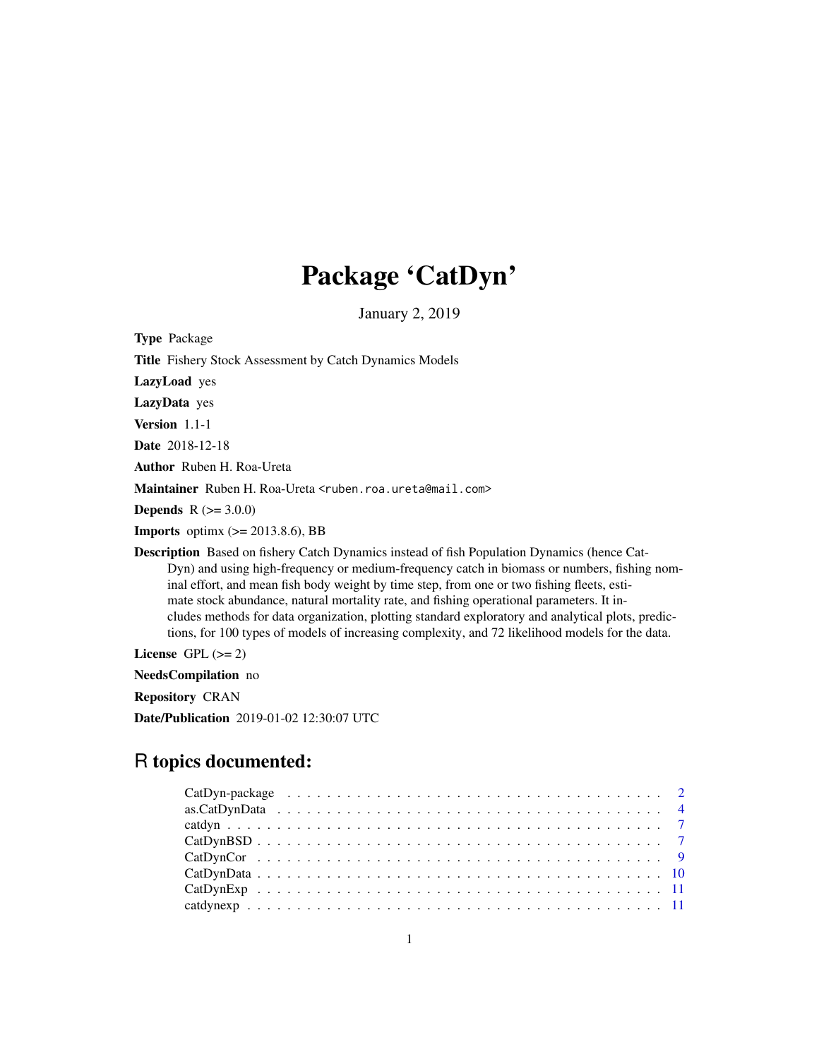# Package 'CatDyn'

January 2, 2019

**Type** Package

**Title** Fishery Stock Assessment by Catch Dynamics Models

**LazyLoad** yes

**LazyData** yes

**Version** 1.1-1

**Date** 2018-12-18

**Author** Ruben H. Roa-Ureta

**Maintainer** Ruben H. Roa-Ureta <ruben.roa.ureta@mail.com>

**Depends** R (>= 3.0.0)

**Imports** optimx (>= 2013.8.6), BB

**Description** Based on fishery Catch Dynamics instead of fish Population Dynamics (hence CatDyn) and using high-frequency or medium-frequency catch in biomass or numbers, fishing nominal effort, and mean fish body weight by time step, from one or two fishing fleets, estimate stock abundance, natural mortality rate, and fishing operational parameters. It includes methods for data organization, plotting standard exploratory and analytical plots, predictions, for 100 types of models of increasing complexity, and 72 likelihood models for the data.

**License** GPL (>= 2)

**NeedsCompilation** no

**Repository** CRAN

**Date/Publication** 2019-01-02 12:30:07 UTC

## R topics documented:

| | |
|---|---|
| CatDyn-package | 2 |
| as.CatDynData | 4 |
| catdyn | 7 |
| CatDynBSD | 7 |
| CatDynCor | 9 |
| CatDynData | 10 |
| CatDynExp | 11 |
| catdynexp | 11 |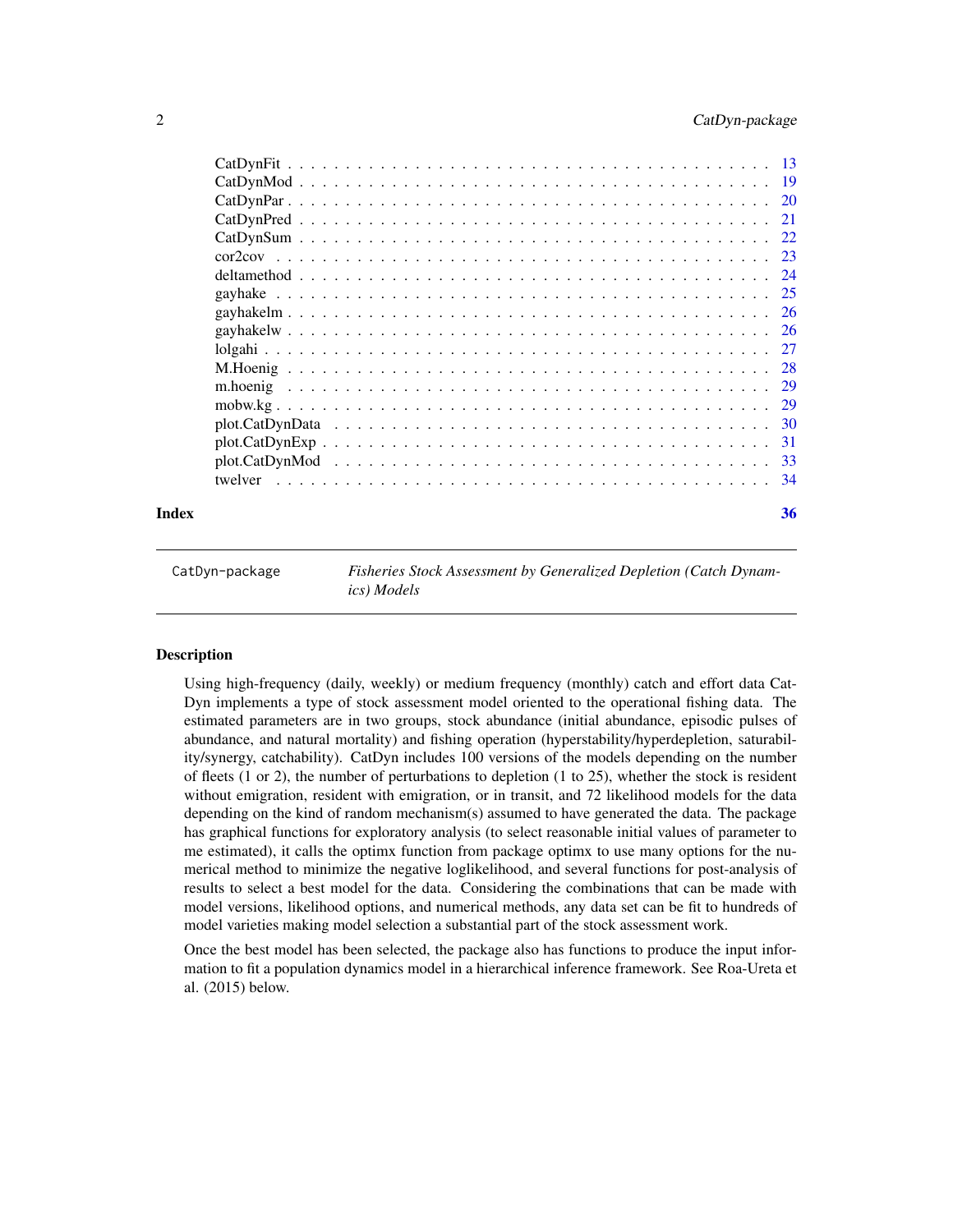| | |
|---|---|
| CatDynFit | 13 |
| CatDynMod | 19 |
| CatDynPar | 20 |
| CatDynPred | 21 |
| CatDynSum | 22 |
| cor2cov | 23 |
| deltamethod | 24 |
| gayhake | 25 |
| gayhakelm | 26 |
| gayhakelw | 26 |
| lolgahi | 27 |
| M.Hoenig | 28 |
| m.hoenig | 29 |
| mobw.kg | 29 |
| plot.CatDynData | 30 |
| plot.CatDynExp | 31 |
| plot.CatDynMod | 33 |
| twelver | 34 |

**Index** 36

---

`CatDyn-package` *Fisheries Stock Assessment by Generalized Depletion (Catch Dynamics) Models*

---

## Description

Using high-frequency (daily, weekly) or medium frequency (monthly) catch and effort data CatDyn implements a type of stock assessment model oriented to the operational fishing data. The estimated parameters are in two groups, stock abundance (initial abundance, episodic pulses of abundance, and natural mortality) and fishing operation (hyperstability/hyperdepletion, saturability/synergy, catchability). CatDyn includes 100 versions of the models depending on the number of fleets (1 or 2), the number of perturbations to depletion (1 to 25), whether the stock is resident without emigration, resident with emigration, or in transit, and 72 likelihood models for the data depending on the kind of random mechanism(s) assumed to have generated the data. The package has graphical functions for exploratory analysis (to select reasonable initial values of parameter to me estimated), it calls the optimx function from package optimx to use many options for the numerical method to minimize the negative loglikelihood, and several functions for post-analysis of results to select a best model for the data. Considering the combinations that can be made with model versions, likelihood options, and numerical methods, any data set can be fit to hundreds of model varieties making model selection a substantial part of the stock assessment work.

Once the best model has been selected, the package also has functions to produce the input information to fit a population dynamics model in a hierarchical inference framework. See Roa-Ureta et al. (2015) below.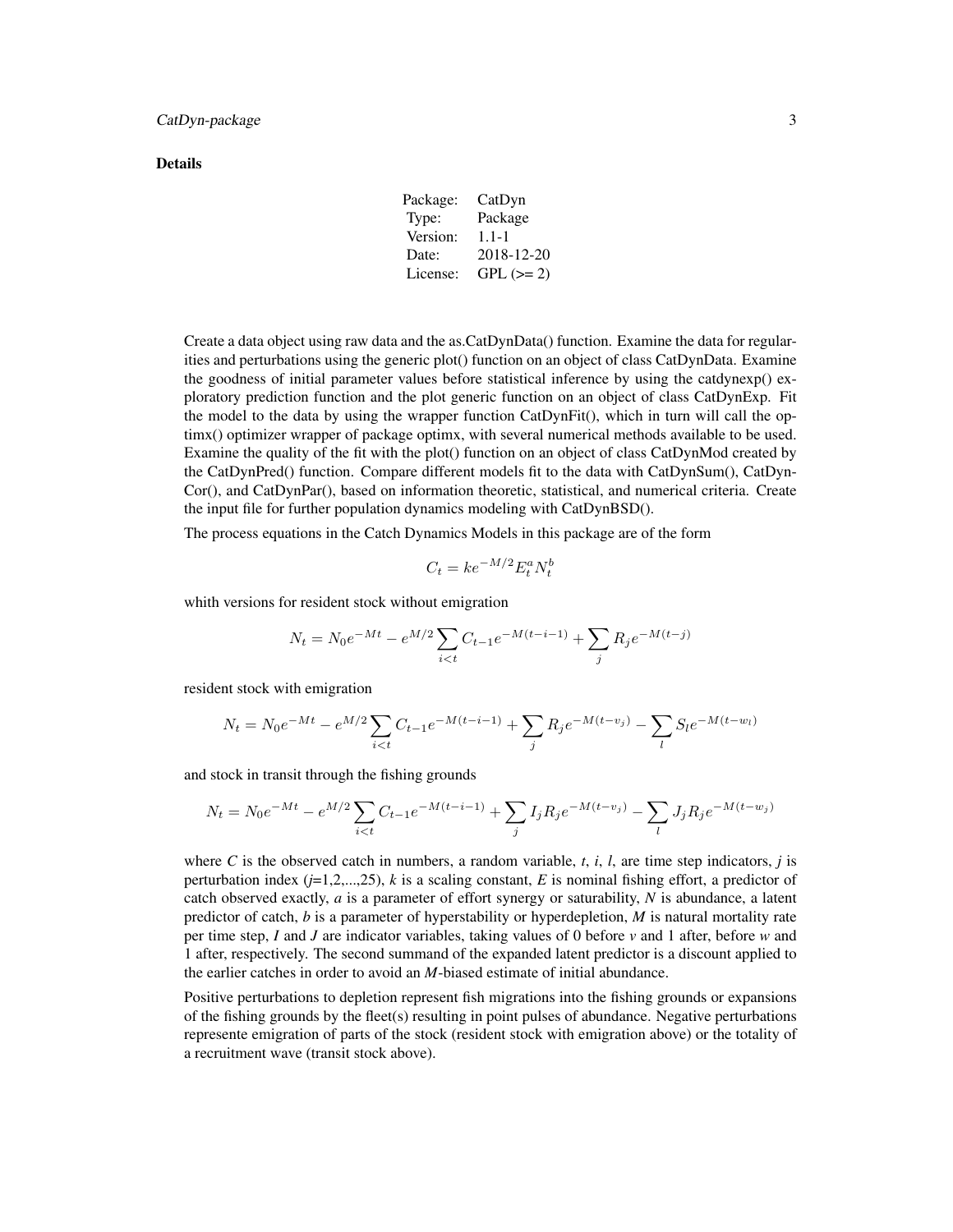### Details

| Package: | CatDyn |
|---|---|
| Type: | Package |
| Version: | 1.1-1 |
| Date: | 2018-12-20 |
| License: | GPL (>= 2) |

Create a data object using raw data and the as.CatDynData() function. Examine the data for regularities and perturbations using the generic plot() function on an object of class CatDynData. Examine the goodness of initial parameter values before statistical inference by using the catdynexp() exploratory prediction function and the plot generic function on an object of class CatDynExp. Fit the model to the data by using the wrapper function CatDynFit(), which in turn will call the optimx() optimizer wrapper of package optimx, with several numerical methods available to be used. Examine the quality of the fit with the plot() function on an object of class CatDynMod created by the CatDynPred() function. Compare different models fit to the data with CatDynSum(), CatDynCor(), and CatDynPar(), based on information theoretic, statistical, and numerical criteria. Create the input file for further population dynamics modeling with CatDynBSD().

The process equations in the Catch Dynamics Models in this package are of the form

$$C_t = ke^{-M/2}E_t^a N_t^b$$

whith versions for resident stock without emigration

$$N_t = N_0 e^{-Mt} - e^{M/2}\sum_{i<t} C_{t-1}e^{-M(t-i-1)} + \sum_j R_j e^{-M(t-j)}$$

resident stock with emigration

$$N_t = N_0 e^{-Mt} - e^{M/2}\sum_{i<t} C_{t-1}e^{-M(t-i-1)} + \sum_j R_j e^{-M(t-v_j)} - \sum_l S_l e^{-M(t-w_l)}$$

and stock in transit through the fishing grounds

$$N_t = N_0 e^{-Mt} - e^{M/2}\sum_{i<t} C_{t-1}e^{-M(t-i-1)} + \sum_j I_j R_j e^{-M(t-v_j)} - \sum_l J_j R_j e^{-M(t-w_j)}$$

where *C* is the observed catch in numbers, a random variable, *t*, *i*, *l*, are time step indicators, *j* is perturbation index (*j*=1,2,...,25), *k* is a scaling constant, *E* is nominal fishing effort, a predictor of catch observed exactly, *a* is a parameter of effort synergy or saturability, *N* is abundance, a latent predictor of catch, *b* is a parameter of hyperstability or hyperdepletion, *M* is natural mortality rate per time step, *I* and *J* are indicator variables, taking values of 0 before *v* and 1 after, before *w* and 1 after, respectively. The second summand of the expanded latent predictor is a discount applied to the earlier catches in order to avoid an *M*-biased estimate of initial abundance.

Positive perturbations to depletion represent fish migrations into the fishing grounds or expansions of the fishing grounds by the fleet(s) resulting in point pulses of abundance. Negative perturbations represente emigration of parts of the stock (resident stock with emigration above) or the totality of a recruitment wave (transit stock above).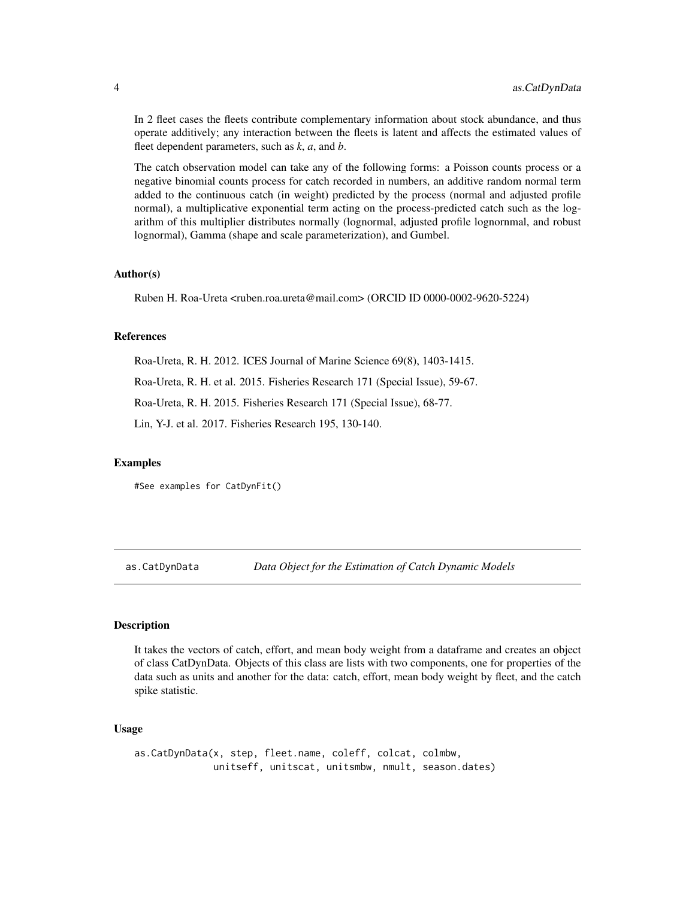In 2 fleet cases the fleets contribute complementary information about stock abundance, and thus operate additively; any interaction between the fleets is latent and affects the estimated values of fleet dependent parameters, such as *k*, *a*, and *b*.

The catch observation model can take any of the following forms: a Poisson counts process or a negative binomial counts process for catch recorded in numbers, an additive random normal term added to the continuous catch (in weight) predicted by the process (normal and adjusted profile normal), a multiplicative exponential term acting on the process-predicted catch such as the logarithm of this multiplier distributes normally (lognormal, adjusted profile lognornmal, and robust lognormal), Gamma (shape and scale parameterization), and Gumbel.

### Author(s)

Ruben H. Roa-Ureta <ruben.roa.ureta@mail.com> (ORCID ID 0000-0002-9620-5224)

### References

Roa-Ureta, R. H. 2012. ICES Journal of Marine Science 69(8), 1403-1415.

Roa-Ureta, R. H. et al. 2015. Fisheries Research 171 (Special Issue), 59-67.

Roa-Ureta, R. H. 2015. Fisheries Research 171 (Special Issue), 68-77.

Lin, Y-J. et al. 2017. Fisheries Research 195, 130-140.

### Examples

```
#See examples for CatDynFit()
```

## as.CatDynData — *Data Object for the Estimation of Catch Dynamic Models*

### Description

It takes the vectors of catch, effort, and mean body weight from a dataframe and creates an object of class CatDynData. Objects of this class are lists with two components, one for properties of the data such as units and another for the data: catch, effort, mean body weight by fleet, and the catch spike statistic.

### Usage

```
as.CatDynData(x, step, fleet.name, coleff, colcat, colmbw,
              unitseff, unitscat, unitsmbw, nmult, season.dates)
```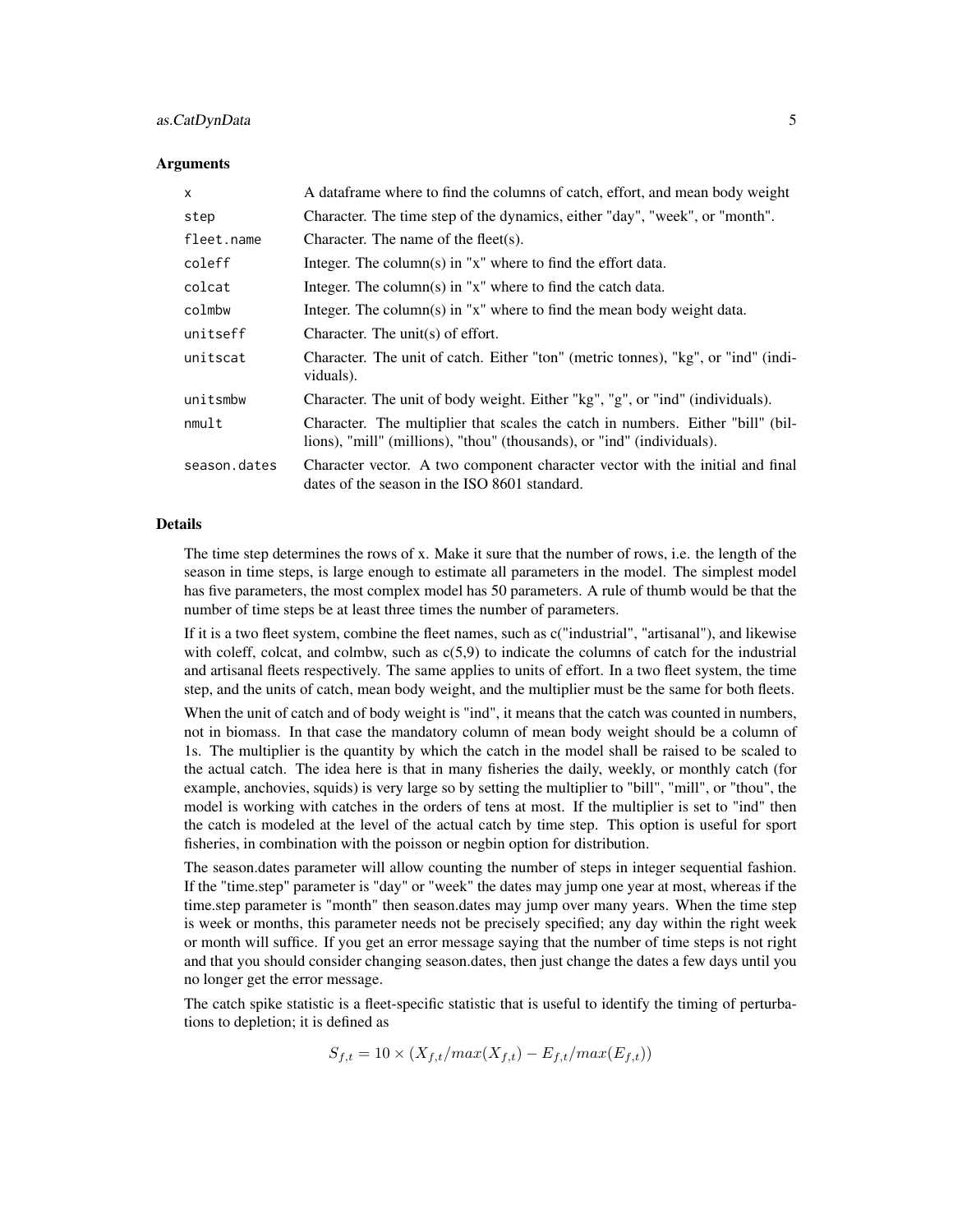### Arguments

| | |
|---|---|
| `x` | A dataframe where to find the columns of catch, effort, and mean body weight |
| `step` | Character. The time step of the dynamics, either "day", "week", or "month". |
| `fleet.name` | Character. The name of the fleet(s). |
| `coleff` | Integer. The column(s) in "x" where to find the effort data. |
| `colcat` | Integer. The column(s) in "x" where to find the catch data. |
| `colmbw` | Integer. The column(s) in "x" where to find the mean body weight data. |
| `unitseff` | Character. The unit(s) of effort. |
| `unitscat` | Character. The unit of catch. Either "ton" (metric tonnes), "kg", or "ind" (individuals). |
| `unitsmbw` | Character. The unit of body weight. Either "kg", "g", or "ind" (individuals). |
| `nmult` | Character. The multiplier that scales the catch in numbers. Either "bill" (billions), "mill" (millions), "thou" (thousands), or "ind" (individuals). |
| `season.dates` | Character vector. A two component character vector with the initial and final dates of the season in the ISO 8601 standard. |

### Details

The time step determines the rows of x. Make it sure that the number of rows, i.e. the length of the season in time steps, is large enough to estimate all parameters in the model. The simplest model has five parameters, the most complex model has 50 parameters. A rule of thumb would be that the number of time steps be at least three times the number of parameters.

If it is a two fleet system, combine the fleet names, such as c("industrial", "artisanal"), and likewise with coleff, colcat, and colmbw, such as c(5,9) to indicate the columns of catch for the industrial and artisanal fleets respectively. The same applies to units of effort. In a two fleet system, the time step, and the units of catch, mean body weight, and the multiplier must be the same for both fleets.

When the unit of catch and of body weight is "ind", it means that the catch was counted in numbers, not in biomass. In that case the mandatory column of mean body weight should be a column of 1s. The multiplier is the quantity by which the catch in the model shall be raised to be scaled to the actual catch. The idea here is that in many fisheries the daily, weekly, or monthly catch (for example, anchovies, squids) is very large so by setting the multiplier to "bill", "mill", or "thou", the model is working with catches in the orders of tens at most. If the multiplier is set to "ind" then the catch is modeled at the level of the actual catch by time step. This option is useful for sport fisheries, in combination with the poisson or negbin option for distribution.

The season.dates parameter will allow counting the number of steps in integer sequential fashion. If the "time.step" parameter is "day" or "week" the dates may jump one year at most, whereas if the time.step parameter is "month" then season.dates may jump over many years. When the time step is week or months, this parameter needs not be precisely specified; any day within the right week or month will suffice. If you get an error message saying that the number of time steps is not right and that you should consider changing season.dates, then just change the dates a few days until you no longer get the error message.

The catch spike statistic is a fleet-specific statistic that is useful to identify the timing of perturbations to depletion; it is defined as

$$S_{f,t} = 10 \times (X_{f,t}/max(X_{f,t}) - E_{f,t}/max(E_{f,t}))$$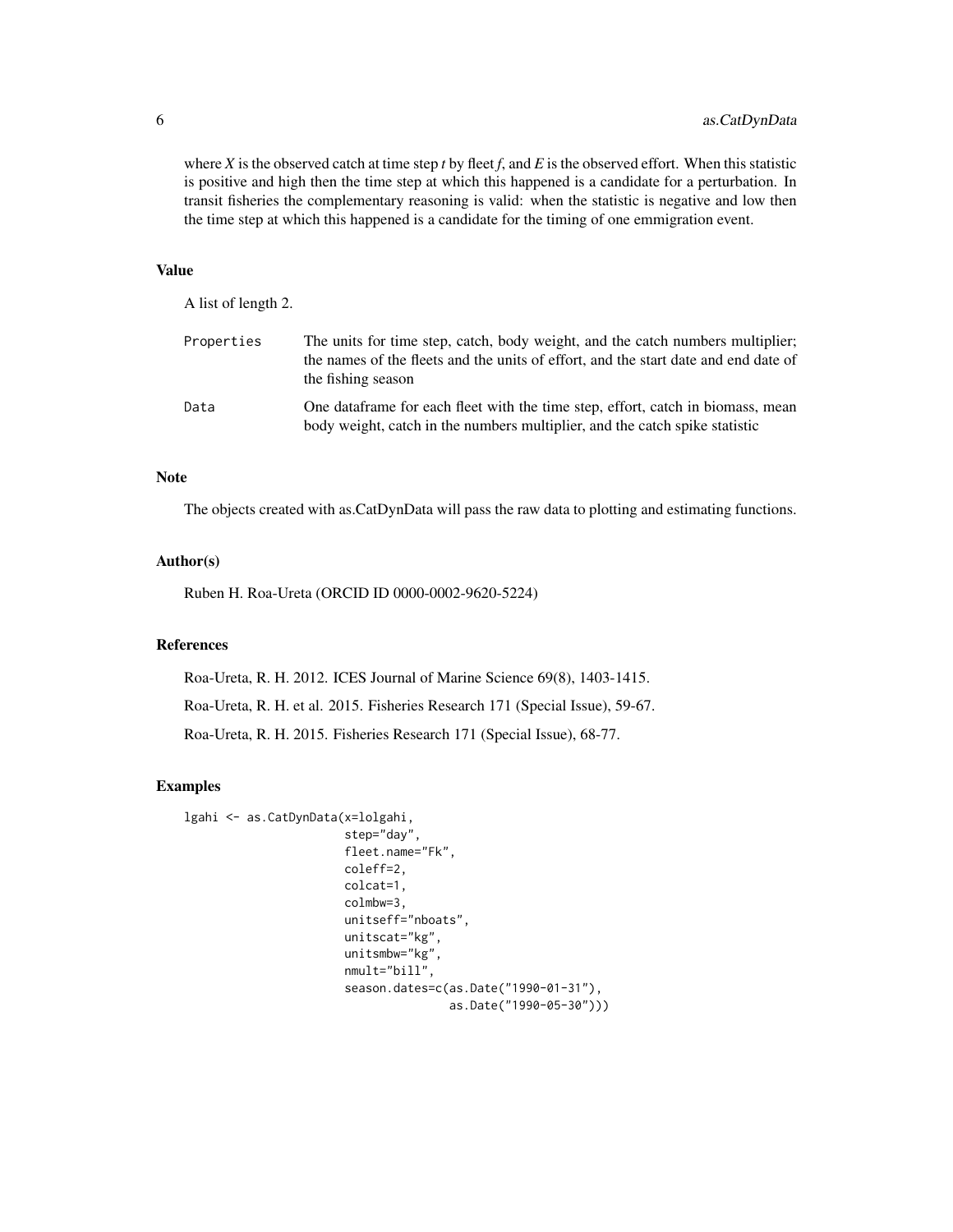where $X$ is the observed catch at time step $t$ by fleet $f$, and $E$ is the observed effort. When this statistic is positive and high then the time step at which this happened is a candidate for a perturbation. In transit fisheries the complementary reasoning is valid: when the statistic is negative and low then the time step at which this happened is a candidate for the timing of one emmigration event.

## Value

A list of length 2.

| | |
|---|---|
| Properties | The units for time step, catch, body weight, and the catch numbers multiplier; the names of the fleets and the units of effort, and the start date and end date of the fishing season |
| Data | One dataframe for each fleet with the time step, effort, catch in biomass, mean body weight, catch in the numbers multiplier, and the catch spike statistic |

## Note

The objects created with as.CatDynData will pass the raw data to plotting and estimating functions.

## Author(s)

Ruben H. Roa-Ureta (ORCID ID 0000-0002-9620-5224)

## References

Roa-Ureta, R. H. 2012. ICES Journal of Marine Science 69(8), 1403-1415.

Roa-Ureta, R. H. et al. 2015. Fisheries Research 171 (Special Issue), 59-67.

Roa-Ureta, R. H. 2015. Fisheries Research 171 (Special Issue), 68-77.

## Examples

```
lgahi <- as.CatDynData(x=lolgahi,
                       step="day",
                       fleet.name="Fk",
                       coleff=2,
                       colcat=1,
                       colmbw=3,
                       unitseff="nboats",
                       unitscat="kg",
                       unitsmbw="kg",
                       nmult="bill",
                       season.dates=c(as.Date("1990-01-31"),
                                      as.Date("1990-05-30")))
```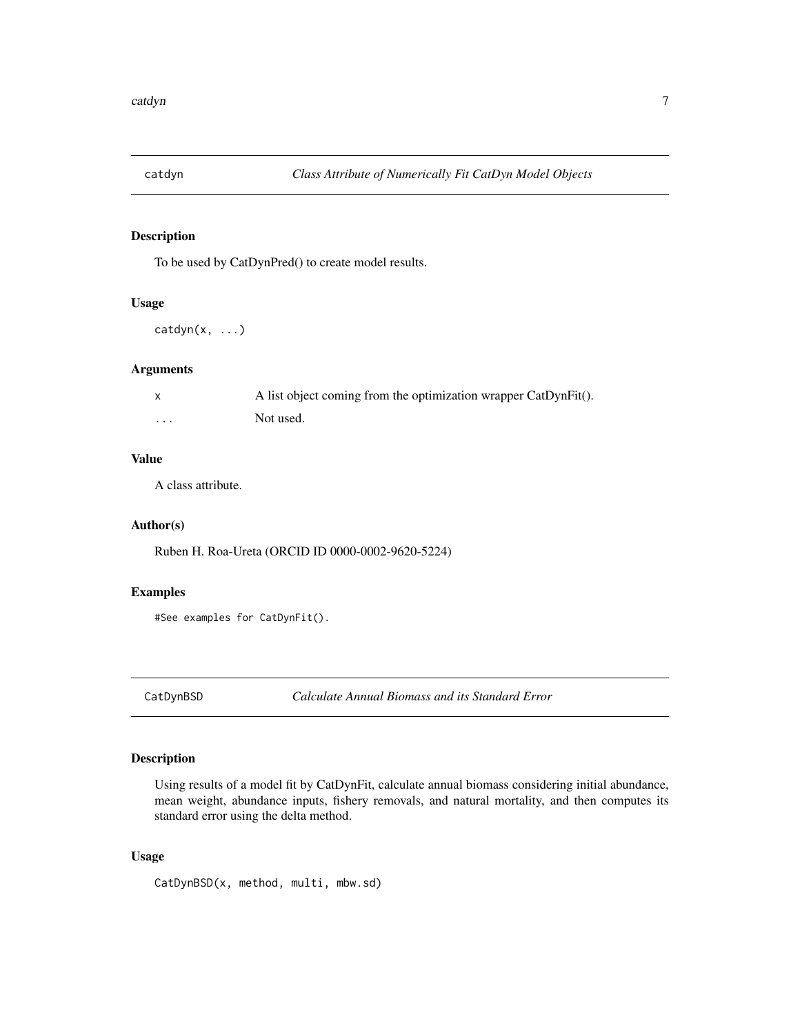## catdyn — *Class Attribute of Numerically Fit CatDyn Model Objects*

### Description

To be used by CatDynPred() to create model results.

### Usage

```
catdyn(x, ...)
```

### Arguments

| | |
|---|---|
| x | A list object coming from the optimization wrapper CatDynFit(). |
| ... | Not used. |

### Value

A class attribute.

### Author(s)

Ruben H. Roa-Ureta (ORCID ID 0000-0002-9620-5224)

### Examples

```
#See examples for CatDynFit().
```

## CatDynBSD — *Calculate Annual Biomass and its Standard Error*

### Description

Using results of a model fit by CatDynFit, calculate annual biomass considering initial abundance, mean weight, abundance inputs, fishery removals, and natural mortality, and then computes its standard error using the delta method.

### Usage

```
CatDynBSD(x, method, multi, mbw.sd)
```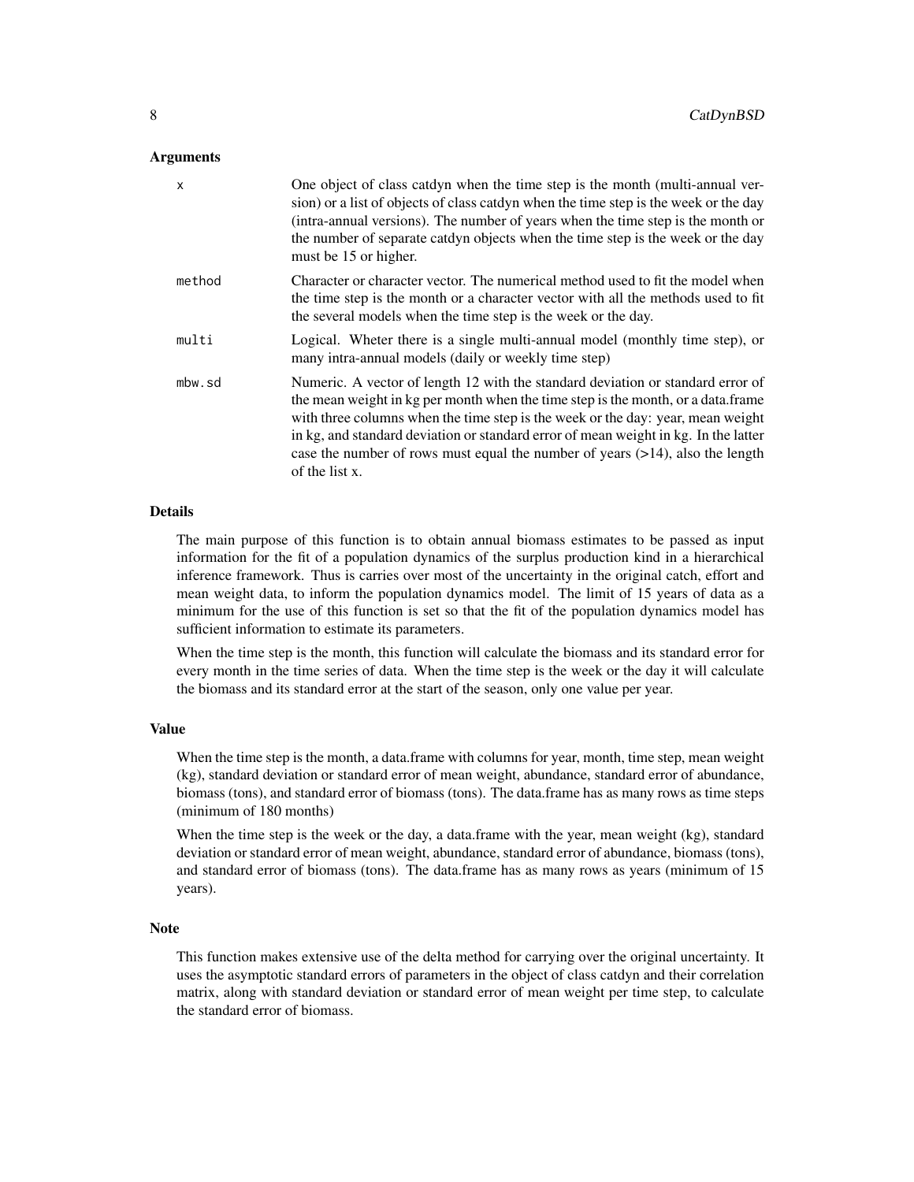## Arguments

| | |
|---|---|
| x | One object of class catdyn when the time step is the month (multi-annual version) or a list of objects of class catdyn when the time step is the week or the day (intra-annual versions). The number of years when the time step is the month or the number of separate catdyn objects when the time step is the week or the day must be 15 or higher. |
| method | Character or character vector. The numerical method used to fit the model when the time step is the month or a character vector with all the methods used to fit the several models when the time step is the week or the day. |
| multi | Logical. Wheter there is a single multi-annual model (monthly time step), or many intra-annual models (daily or weekly time step) |
| mbw.sd | Numeric. A vector of length 12 with the standard deviation or standard error of the mean weight in kg per month when the time step is the month, or a data.frame with three columns when the time step is the week or the day: year, mean weight in kg, and standard deviation or standard error of mean weight in kg. In the latter case the number of rows must equal the number of years (>14), also the length of the list x. |

## Details

The main purpose of this function is to obtain annual biomass estimates to be passed as input information for the fit of a population dynamics of the surplus production kind in a hierarchical inference framework. Thus is carries over most of the uncertainty in the original catch, effort and mean weight data, to inform the population dynamics model. The limit of 15 years of data as a minimum for the use of this function is set so that the fit of the population dynamics model has sufficient information to estimate its parameters.

When the time step is the month, this function will calculate the biomass and its standard error for every month in the time series of data. When the time step is the week or the day it will calculate the biomass and its standard error at the start of the season, only one value per year.

## Value

When the time step is the month, a data.frame with columns for year, month, time step, mean weight (kg), standard deviation or standard error of mean weight, abundance, standard error of abundance, biomass (tons), and standard error of biomass (tons). The data.frame has as many rows as time steps (minimum of 180 months)

When the time step is the week or the day, a data.frame with the year, mean weight (kg), standard deviation or standard error of mean weight, abundance, standard error of abundance, biomass (tons), and standard error of biomass (tons). The data.frame has as many rows as years (minimum of 15 years).

## Note

This function makes extensive use of the delta method for carrying over the original uncertainty. It uses the asymptotic standard errors of parameters in the object of class catdyn and their correlation matrix, along with standard deviation or standard error of mean weight per time step, to calculate the standard error of biomass.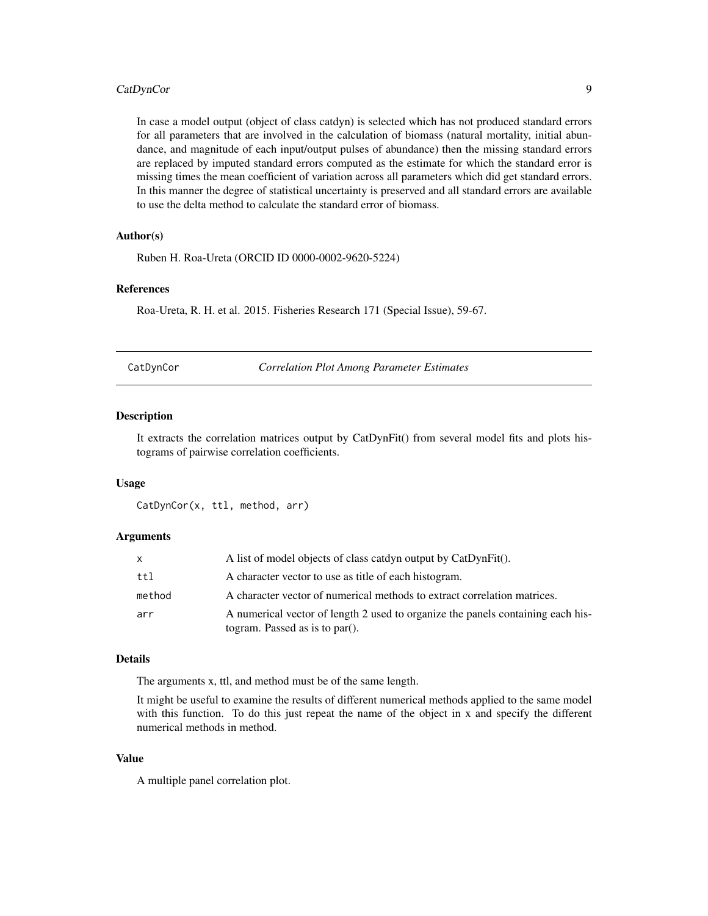In case a model output (object of class catdyn) is selected which has not produced standard errors for all parameters that are involved in the calculation of biomass (natural mortality, initial abundance, and magnitude of each input/output pulses of abundance) then the missing standard errors are replaced by imputed standard errors computed as the estimate for which the standard error is missing times the mean coefficient of variation across all parameters which did get standard errors. In this manner the degree of statistical uncertainty is preserved and all standard errors are available to use the delta method to calculate the standard error of biomass.

### Author(s)

Ruben H. Roa-Ureta (ORCID ID 0000-0002-9620-5224)

### References

Roa-Ureta, R. H. et al. 2015. Fisheries Research 171 (Special Issue), 59-67.

---

## CatDynCor — *Correlation Plot Among Parameter Estimates*

---

### Description

It extracts the correlation matrices output by CatDynFit() from several model fits and plots histograms of pairwise correlation coefficients.

### Usage

```
CatDynCor(x, ttl, method, arr)
```

### Arguments

| | |
|---|---|
| `x` | A list of model objects of class catdyn output by CatDynFit(). |
| `ttl` | A character vector to use as title of each histogram. |
| `method` | A character vector of numerical methods to extract correlation matrices. |
| `arr` | A numerical vector of length 2 used to organize the panels containing each histogram. Passed as is to par(). |

### Details

The arguments x, ttl, and method must be of the same length.

It might be useful to examine the results of different numerical methods applied to the same model with this function. To do this just repeat the name of the object in x and specify the different numerical methods in method.

### Value

A multiple panel correlation plot.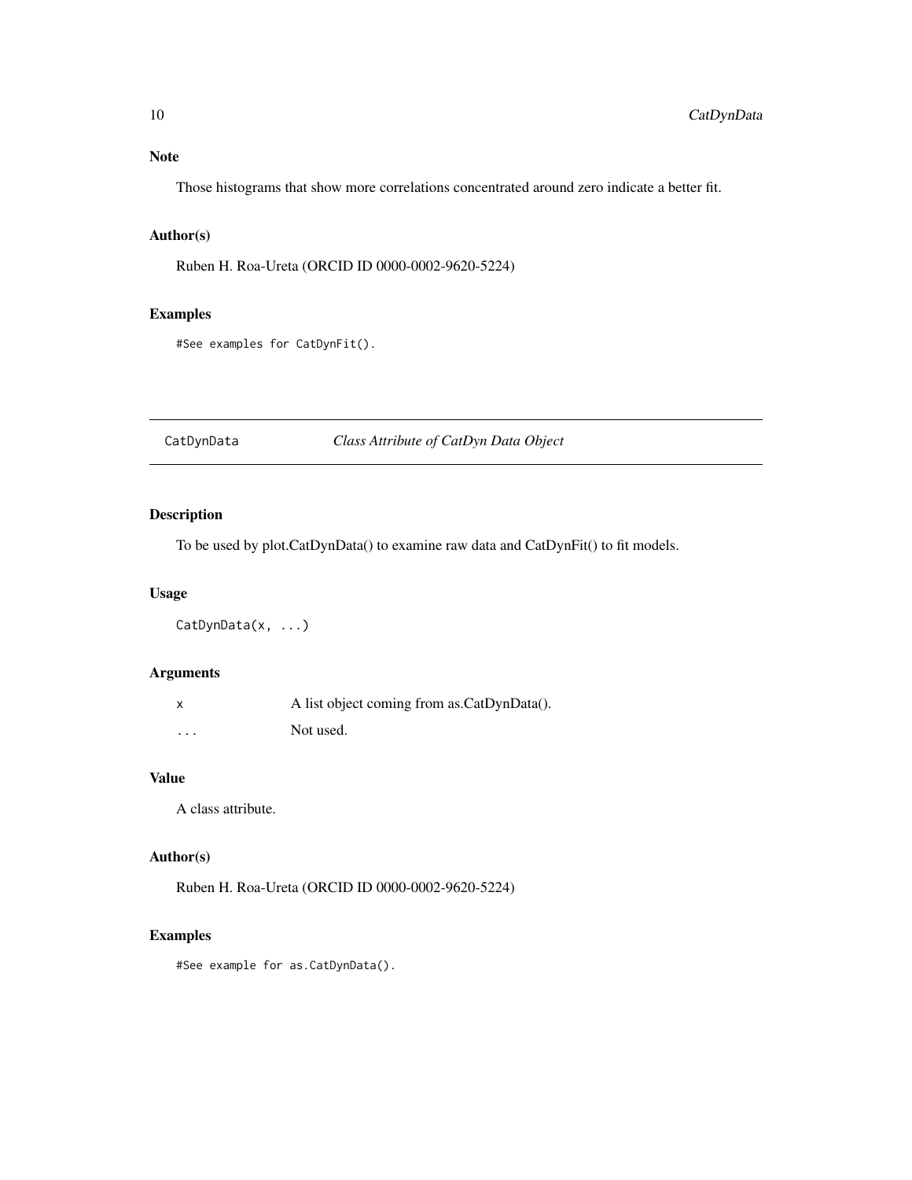## Note

Those histograms that show more correlations concentrated around zero indicate a better fit.

## Author(s)

Ruben H. Roa-Ureta (ORCID ID 0000-0002-9620-5224)

## Examples

```
#See examples for CatDynFit().
```

---

# CatDynData *Class Attribute of CatDyn Data Object*

---

## Description

To be used by plot.CatDynData() to examine raw data and CatDynFit() to fit models.

## Usage

```
CatDynData(x, ...)
```

## Arguments

| | |
|---|---|
| x | A list object coming from as.CatDynData(). |
| ... | Not used. |

## Value

A class attribute.

## Author(s)

Ruben H. Roa-Ureta (ORCID ID 0000-0002-9620-5224)

## Examples

```
#See example for as.CatDynData().
```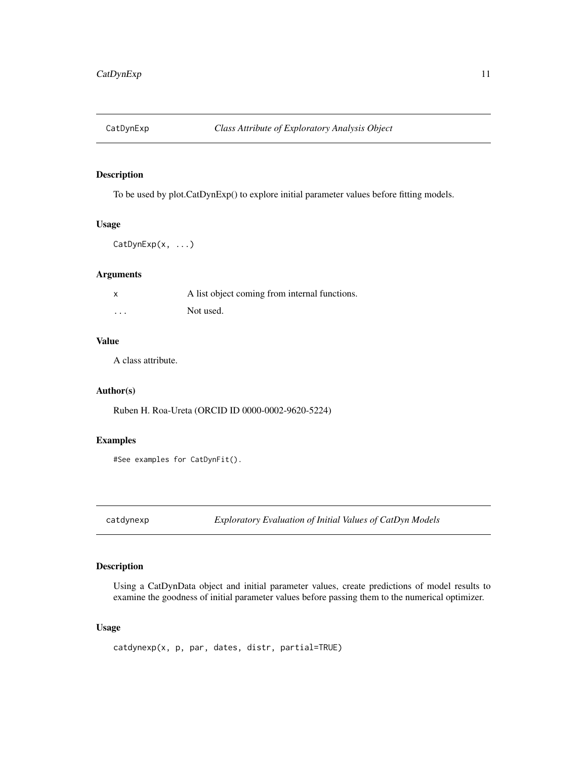## CatDynExp — *Class Attribute of Exploratory Analysis Object*

### Description

To be used by plot.CatDynExp() to explore initial parameter values before fitting models.

### Usage

```
CatDynExp(x, ...)
```

### Arguments

| | |
|---|---|
| x | A list object coming from internal functions. |
| ... | Not used. |

### Value

A class attribute.

### Author(s)

Ruben H. Roa-Ureta (ORCID ID 0000-0002-9620-5224)

### Examples

```
#See examples for CatDynFit().
```

## catdynexp — *Exploratory Evaluation of Initial Values of CatDyn Models*

### Description

Using a CatDynData object and initial parameter values, create predictions of model results to examine the goodness of initial parameter values before passing them to the numerical optimizer.

### Usage

```
catdynexp(x, p, par, dates, distr, partial=TRUE)
```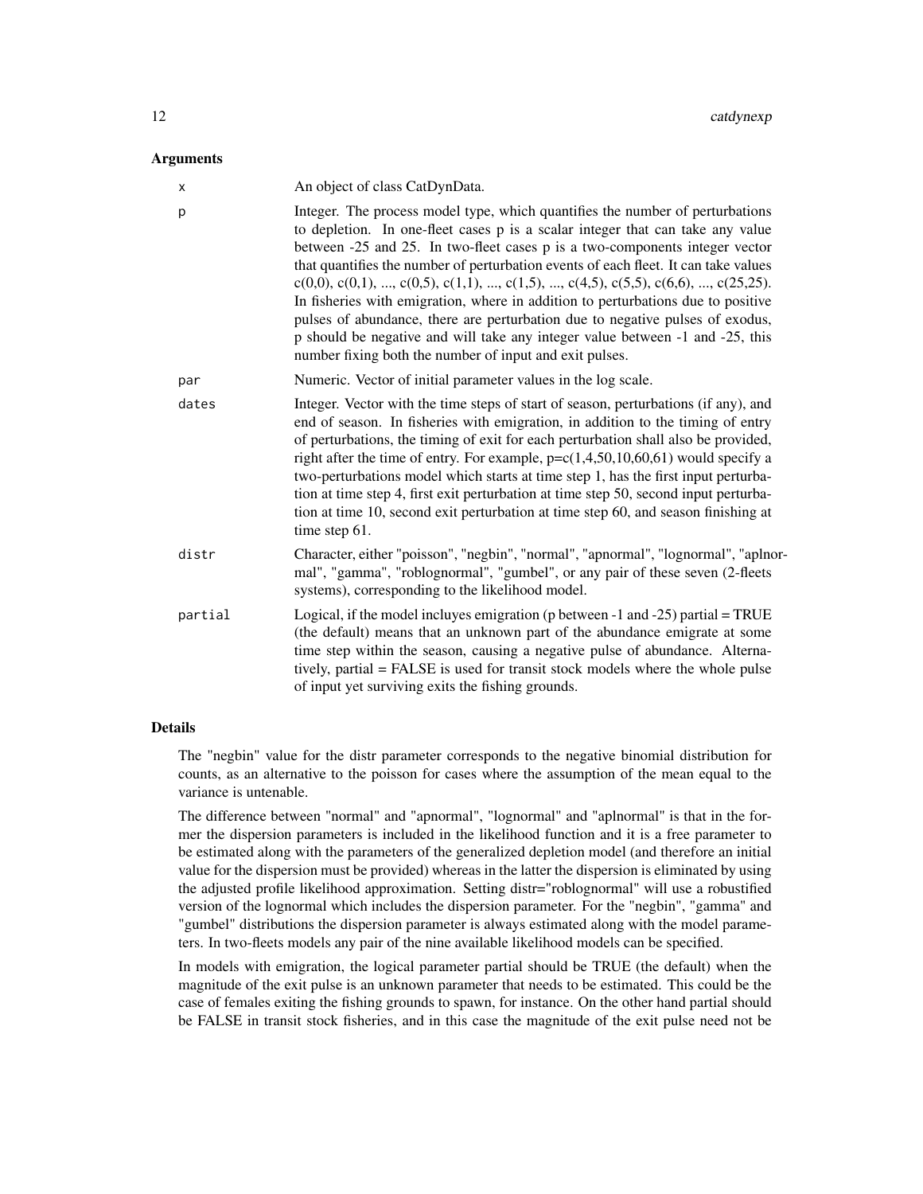## Arguments

| | |
|---|---|
| x | An object of class CatDynData. |
| p | Integer. The process model type, which quantifies the number of perturbations to depletion. In one-fleet cases p is a scalar integer that can take any value between -25 and 25. In two-fleet cases p is a two-components integer vector that quantifies the number of perturbation events of each fleet. It can take values c(0,0), c(0,1), ..., c(0,5), c(1,1), ..., c(1,5), ..., c(4,5), c(5,5), c(6,6), ..., c(25,25). In fisheries with emigration, where in addition to perturbations due to positive pulses of abundance, there are perturbation due to negative pulses of exodus, p should be negative and will take any integer value between -1 and -25, this number fixing both the number of input and exit pulses. |
| par | Numeric. Vector of initial parameter values in the log scale. |
| dates | Integer. Vector with the time steps of start of season, perturbations (if any), and end of season. In fisheries with emigration, in addition to the timing of entry of perturbations, the timing of exit for each perturbation shall also be provided, right after the time of entry. For example, p=c(1,4,50,10,60,61) would specify a two-perturbations model which starts at time step 1, has the first input perturbation at time step 4, first exit perturbation at time step 50, second input perturbation at time 10, second exit perturbation at time step 60, and season finishing at time step 61. |
| distr | Character, either "poisson", "negbin", "normal", "apnormal", "lognormal", "aplnormal", "gamma", "roblognormal", "gumbel", or any pair of these seven (2-fleets systems), corresponding to the likelihood model. |
| partial | Logical, if the model incluyes emigration (p between -1 and -25) partial = TRUE (the default) means that an unknown part of the abundance emigrate at some time step within the season, causing a negative pulse of abundance. Alternatively, partial = FALSE is used for transit stock models where the whole pulse of input yet surviving exits the fishing grounds. |

## Details

The "negbin" value for the distr parameter corresponds to the negative binomial distribution for counts, as an alternative to the poisson for cases where the assumption of the mean equal to the variance is untenable.

The difference between "normal" and "apnormal", "lognormal" and "aplnormal" is that in the former the dispersion parameters is included in the likelihood function and it is a free parameter to be estimated along with the parameters of the generalized depletion model (and therefore an initial value for the dispersion must be provided) whereas in the latter the dispersion is eliminated by using the adjusted profile likelihood approximation. Setting distr="roblognormal" will use a robustified version of the lognormal which includes the dispersion parameter. For the "negbin", "gamma" and "gumbel" distributions the dispersion parameter is always estimated along with the model parameters. In two-fleets models any pair of the nine available likelihood models can be specified.

In models with emigration, the logical parameter partial should be TRUE (the default) when the magnitude of the exit pulse is an unknown parameter that needs to be estimated. This could be the case of females exiting the fishing grounds to spawn, for instance. On the other hand partial should be FALSE in transit stock fisheries, and in this case the magnitude of the exit pulse need not be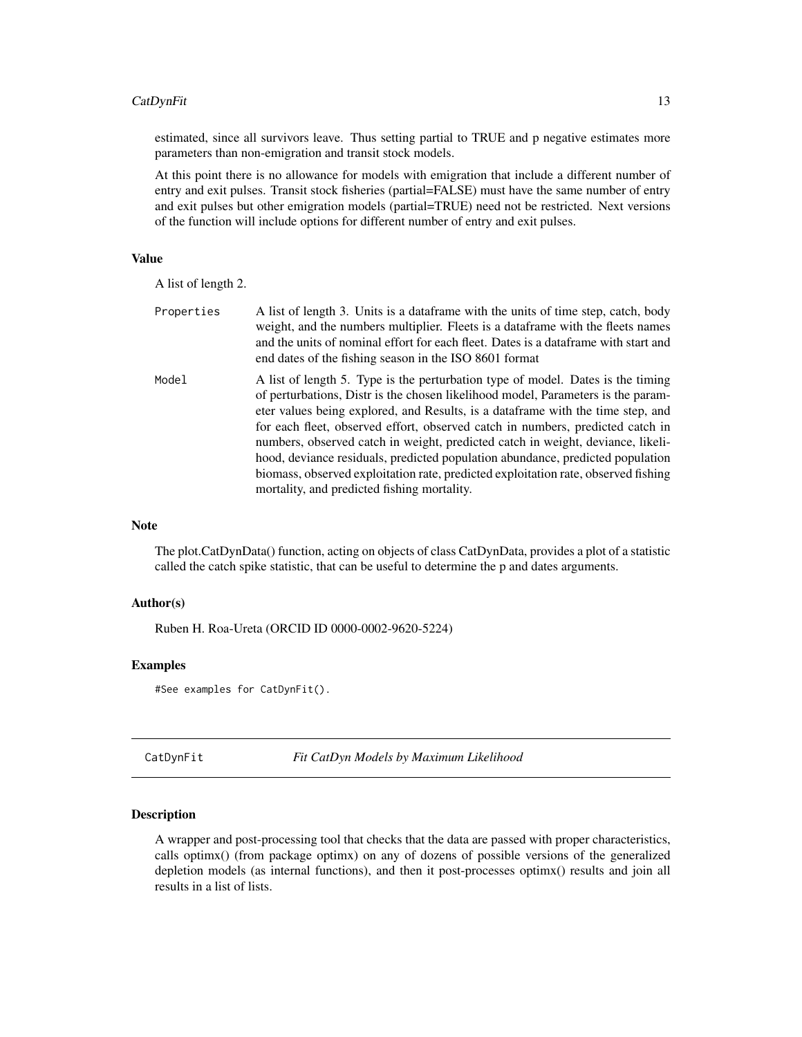estimated, since all survivors leave. Thus setting partial to TRUE and p negative estimates more parameters than non-emigration and transit stock models.

At this point there is no allowance for models with emigration that include a different number of entry and exit pulses. Transit stock fisheries (partial=FALSE) must have the same number of entry and exit pulses but other emigration models (partial=TRUE) need not be restricted. Next versions of the function will include options for different number of entry and exit pulses.

### Value

A list of length 2.

- `Properties` — A list of length 3. Units is a dataframe with the units of time step, catch, body weight, and the numbers multiplier. Fleets is a dataframe with the fleets names and the units of nominal effort for each fleet. Dates is a dataframe with start and end dates of the fishing season in the ISO 8601 format
- `Model` — A list of length 5. Type is the perturbation type of model. Dates is the timing of perturbations, Distr is the chosen likelihood model, Parameters is the parameter values being explored, and Results, is a dataframe with the time step, and for each fleet, observed effort, observed catch in numbers, predicted catch in numbers, observed catch in weight, predicted catch in weight, deviance, likelihood, deviance residuals, predicted population abundance, predicted population biomass, observed exploitation rate, predicted exploitation rate, observed fishing mortality, and predicted fishing mortality.

### Note

The plot.CatDynData() function, acting on objects of class CatDynData, provides a plot of a statistic called the catch spike statistic, that can be useful to determine the p and dates arguments.

### Author(s)

Ruben H. Roa-Ureta (ORCID ID 0000-0002-9620-5224)

### Examples

```
#See examples for CatDynFit().
```

## CatDynFit *Fit CatDyn Models by Maximum Likelihood*

### Description

A wrapper and post-processing tool that checks that the data are passed with proper characteristics, calls optimx() (from package optimx) on any of dozens of possible versions of the generalized depletion models (as internal functions), and then it post-processes optimx() results and join all results in a list of lists.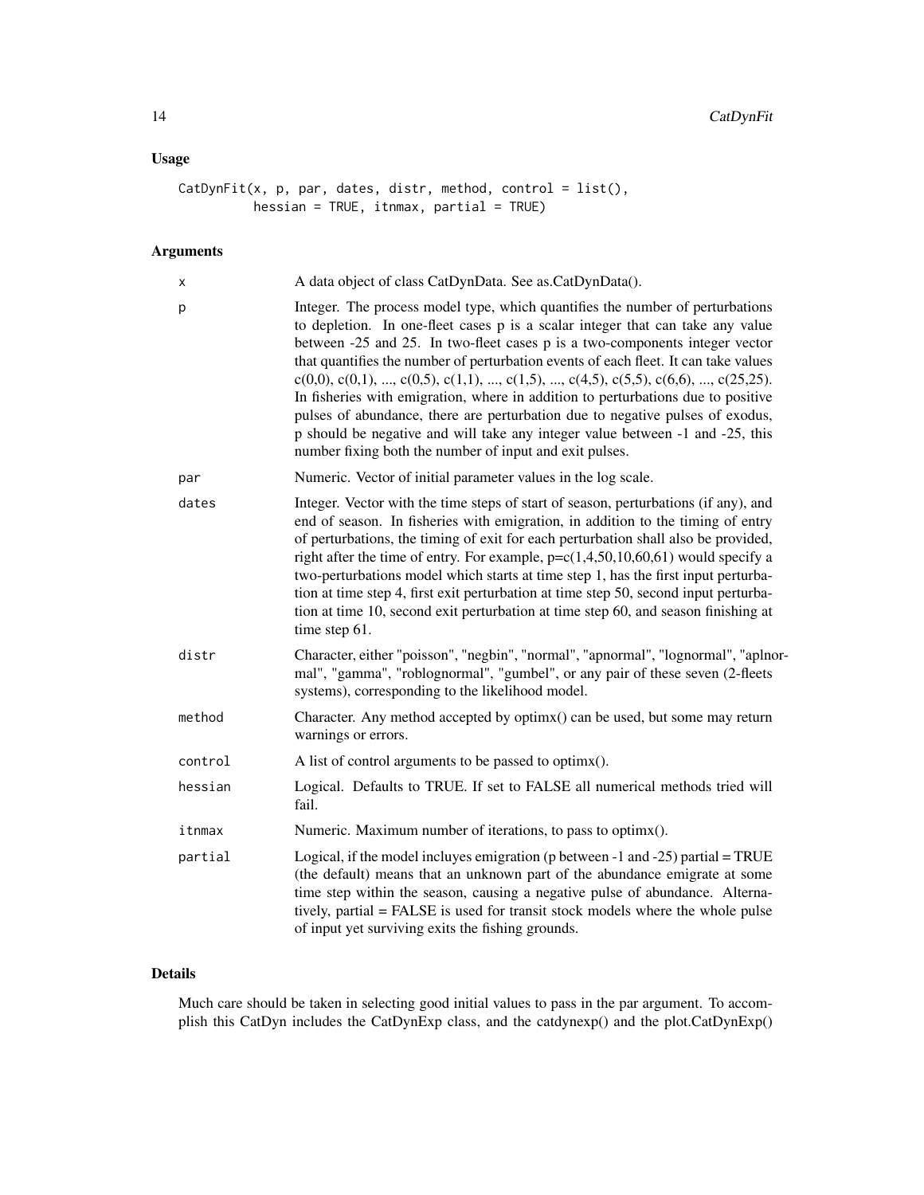## Usage

```
CatDynFit(x, p, par, dates, distr, method, control = list(),
          hessian = TRUE, itnmax, partial = TRUE)
```

## Arguments

| Argument | Description |
|---|---|
| x | A data object of class CatDynData. See as.CatDynData(). |
| p | Integer. The process model type, which quantifies the number of perturbations to depletion. In one-fleet cases p is a scalar integer that can take any value between -25 and 25. In two-fleet cases p is a two-components integer vector that quantifies the number of perturbation events of each fleet. It can take values c(0,0), c(0,1), ..., c(0,5), c(1,1), ..., c(1,5), ..., c(4,5), c(5,5), c(6,6), ..., c(25,25). In fisheries with emigration, where in addition to perturbations due to positive pulses of abundance, there are perturbation due to negative pulses of exodus, p should be negative and will take any integer value between -1 and -25, this number fixing both the number of input and exit pulses. |
| par | Numeric. Vector of initial parameter values in the log scale. |
| dates | Integer. Vector with the time steps of start of season, perturbations (if any), and end of season. In fisheries with emigration, in addition to the timing of entry of perturbations, the timing of exit for each perturbation shall also be provided, right after the time of entry. For example, p=c(1,4,50,10,60,61) would specify a two-perturbations model which starts at time step 1, has the first input perturbation at time step 4, first exit perturbation at time step 50, second input perturbation at time 10, second exit perturbation at time step 60, and season finishing at time step 61. |
| distr | Character, either "poisson", "negbin", "normal", "apnormal", "lognormal", "aplnormal", "gamma", "roblognormal", "gumbel", or any pair of these seven (2-fleets systems), corresponding to the likelihood model. |
| method | Character. Any method accepted by optimx() can be used, but some may return warnings or errors. |
| control | A list of control arguments to be passed to optimx(). |
| hessian | Logical. Defaults to TRUE. If set to FALSE all numerical methods tried will fail. |
| itnmax | Numeric. Maximum number of iterations, to pass to optimx(). |
| partial | Logical, if the model incluyes emigration (p between -1 and -25) partial = TRUE (the default) means that an unknown part of the abundance emigrate at some time step within the season, causing a negative pulse of abundance. Alternatively, partial = FALSE is used for transit stock models where the whole pulse of input yet surviving exits the fishing grounds. |

## Details

Much care should be taken in selecting good initial values to pass in the par argument. To accomplish this CatDyn includes the CatDynExp class, and the catdynexp() and the plot.CatDynExp()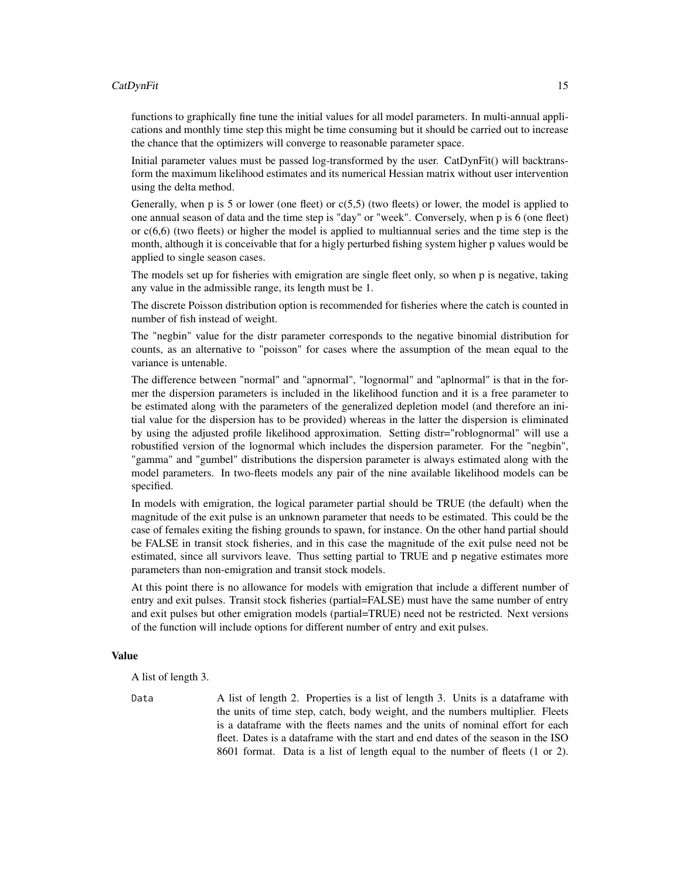functions to graphically fine tune the initial values for all model parameters. In multi-annual applications and monthly time step this might be time consuming but it should be carried out to increase the chance that the optimizers will converge to reasonable parameter space.

Initial parameter values must be passed log-transformed by the user. CatDynFit() will backtransform the maximum likelihood estimates and its numerical Hessian matrix without user intervention using the delta method.

Generally, when p is 5 or lower (one fleet) or c(5,5) (two fleets) or lower, the model is applied to one annual season of data and the time step is "day" or "week". Conversely, when p is 6 (one fleet) or c(6,6) (two fleets) or higher the model is applied to multiannual series and the time step is the month, although it is conceivable that for a higly perturbed fishing system higher p values would be applied to single season cases.

The models set up for fisheries with emigration are single fleet only, so when p is negative, taking any value in the admissible range, its length must be 1.

The discrete Poisson distribution option is recommended for fisheries where the catch is counted in number of fish instead of weight.

The "negbin" value for the distr parameter corresponds to the negative binomial distribution for counts, as an alternative to "poisson" for cases where the assumption of the mean equal to the variance is untenable.

The difference between "normal" and "apnormal", "lognormal" and "aplnormal" is that in the former the dispersion parameters is included in the likelihood function and it is a free parameter to be estimated along with the parameters of the generalized depletion model (and therefore an initial value for the dispersion has to be provided) whereas in the latter the dispersion is eliminated by using the adjusted profile likelihood approximation. Setting distr="roblognormal" will use a robustified version of the lognormal which includes the dispersion parameter. For the "negbin", "gamma" and "gumbel" distributions the dispersion parameter is always estimated along with the model parameters. In two-fleets models any pair of the nine available likelihood models can be specified.

In models with emigration, the logical parameter partial should be TRUE (the default) when the magnitude of the exit pulse is an unknown parameter that needs to be estimated. This could be the case of females exiting the fishing grounds to spawn, for instance. On the other hand partial should be FALSE in transit stock fisheries, and in this case the magnitude of the exit pulse need not be estimated, since all survivors leave. Thus setting partial to TRUE and p negative estimates more parameters than non-emigration and transit stock models.

At this point there is no allowance for models with emigration that include a different number of entry and exit pulses. Transit stock fisheries (partial=FALSE) must have the same number of entry and exit pulses but other emigration models (partial=TRUE) need not be restricted. Next versions of the function will include options for different number of entry and exit pulses.

### Value

A list of length 3.

`Data` A list of length 2. Properties is a list of length 3. Units is a dataframe with the units of time step, catch, body weight, and the numbers multiplier. Fleets is a dataframe with the fleets names and the units of nominal effort for each fleet. Dates is a dataframe with the start and end dates of the season in the ISO 8601 format. Data is a list of length equal to the number of fleets (1 or 2).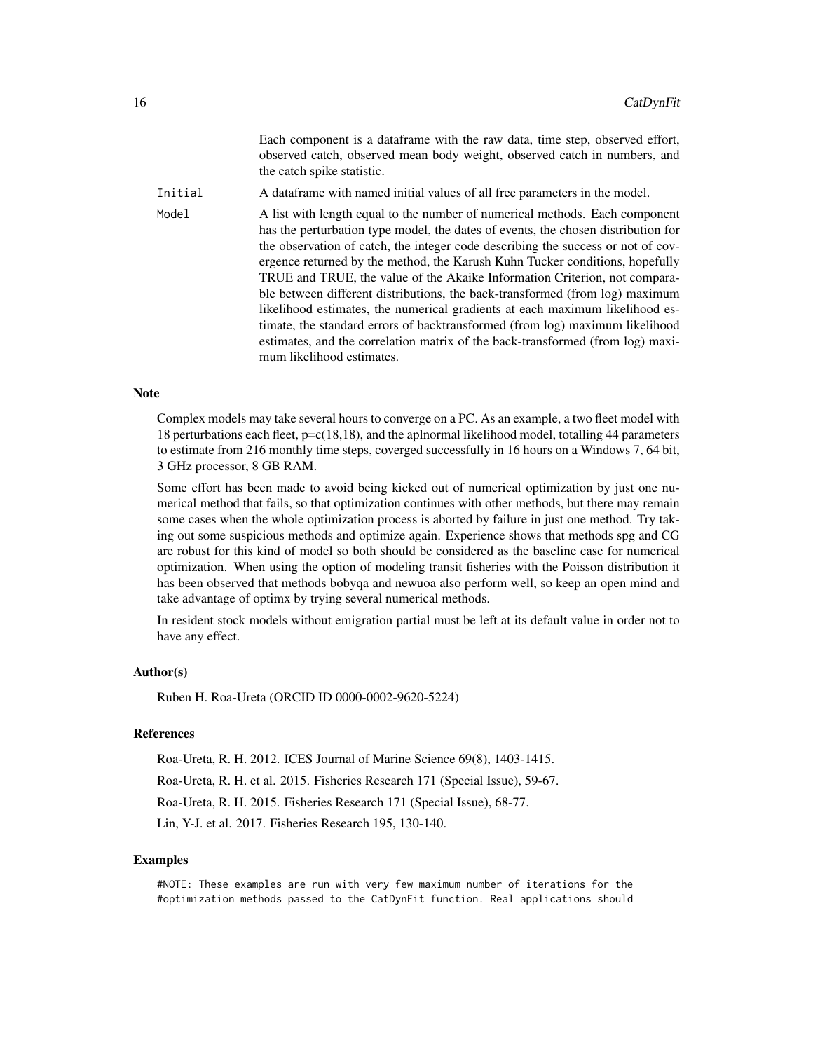Each component is a dataframe with the raw data, time step, observed effort, observed catch, observed mean body weight, observed catch in numbers, and the catch spike statistic.

Initial
: A dataframe with named initial values of all free parameters in the model.

Model
: A list with length equal to the number of numerical methods. Each component has the perturbation type model, the dates of events, the chosen distribution for the observation of catch, the integer code describing the success or not of covergence returned by the method, the Karush Kuhn Tucker conditions, hopefully TRUE and TRUE, the value of the Akaike Information Criterion, not comparable between different distributions, the back-transformed (from log) maximum likelihood estimates, the numerical gradients at each maximum likelihood estimate, the standard errors of backtransformed (from log) maximum likelihood estimates, and the correlation matrix of the back-transformed (from log) maximum likelihood estimates.

### Note

Complex models may take several hours to converge on a PC. As an example, a two fleet model with 18 perturbations each fleet, p=c(18,18), and the aplnormal likelihood model, totalling 44 parameters to estimate from 216 monthly time steps, coverged successfully in 16 hours on a Windows 7, 64 bit, 3 GHz processor, 8 GB RAM.

Some effort has been made to avoid being kicked out of numerical optimization by just one numerical method that fails, so that optimization continues with other methods, but there may remain some cases when the whole optimization process is aborted by failure in just one method. Try taking out some suspicious methods and optimize again. Experience shows that methods spg and CG are robust for this kind of model so both should be considered as the baseline case for numerical optimization. When using the option of modeling transit fisheries with the Poisson distribution it has been observed that methods bobyqa and newuoa also perform well, so keep an open mind and take advantage of optimx by trying several numerical methods.

In resident stock models without emigration partial must be left at its default value in order not to have any effect.

### Author(s)

Ruben H. Roa-Ureta (ORCID ID 0000-0002-9620-5224)

### References

Roa-Ureta, R. H. 2012. ICES Journal of Marine Science 69(8), 1403-1415.

Roa-Ureta, R. H. et al. 2015. Fisheries Research 171 (Special Issue), 59-67.

Roa-Ureta, R. H. 2015. Fisheries Research 171 (Special Issue), 68-77.

Lin, Y-J. et al. 2017. Fisheries Research 195, 130-140.

### Examples

```
#NOTE: These examples are run with very few maximum number of iterations for the
#optimization methods passed to the CatDynFit function. Real applications should
```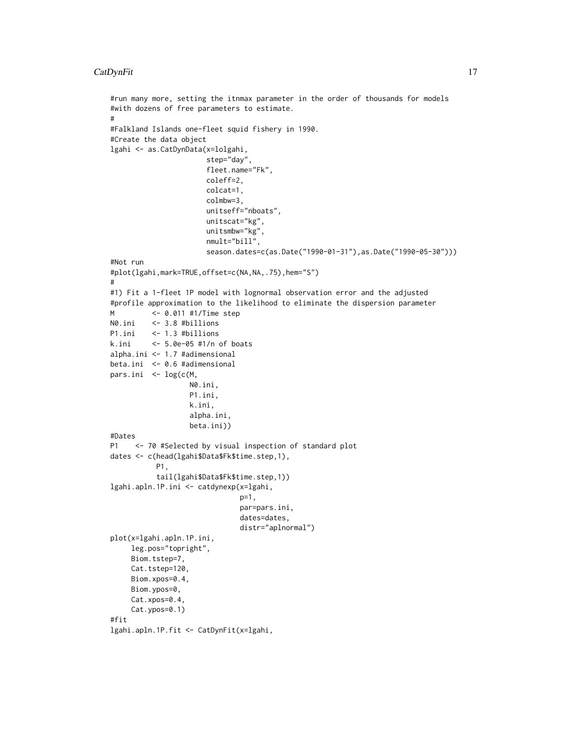```
#run many more, setting the itnmax parameter in the order of thousands for models
#with dozens of free parameters to estimate.
#
#Falkland Islands one-fleet squid fishery in 1990.
#Create the data object
lgahi <- as.CatDynData(x=lolgahi,
                       step="day",
                       fleet.name="Fk",
                       coleff=2,
                       colcat=1,
                       colmbw=3,
                       unitseff="nboats",
                       unitscat="kg",
                       unitsmbw="kg",
                       nmult="bill",
                       season.dates=c(as.Date("1990-01-31"),as.Date("1990-05-30")))
#Not run
#plot(lgahi,mark=TRUE,offset=c(NA,NA,.75),hem="S")
#
#1) Fit a 1-fleet 1P model with lognormal observation error and the adjusted
#profile approximation to the likelihood to eliminate the dispersion parameter
M         <- 0.011 #1/Time step
N0.ini    <- 3.8 #billions
P1.ini    <- 1.3 #billions
k.ini     <- 5.0e-05 #1/n of boats
alpha.ini <- 1.7 #adimensional
beta.ini  <- 0.6 #adimensional
pars.ini  <- log(c(M,
                   N0.ini,
                   P1.ini,
                   k.ini,
                   alpha.ini,
                   beta.ini))
#Dates
P1    <- 70 #Selected by visual inspection of standard plot
dates <- c(head(lgahi$Data$Fk$time.step,1),
           P1,
           tail(lgahi$Data$Fk$time.step,1))
lgahi.apln.1P.ini <- catdynexp(x=lgahi,
                               p=1,
                               par=pars.ini,
                               dates=dates,
                               distr="aplnormal")
plot(x=lgahi.apln.1P.ini,
     leg.pos="topright",
     Biom.tstep=7,
     Cat.tstep=120,
     Biom.xpos=0.4,
     Biom.ypos=0,
     Cat.xpos=0.4,
     Cat.ypos=0.1)
#fit
lgahi.apln.1P.fit <- CatDynFit(x=lgahi,
```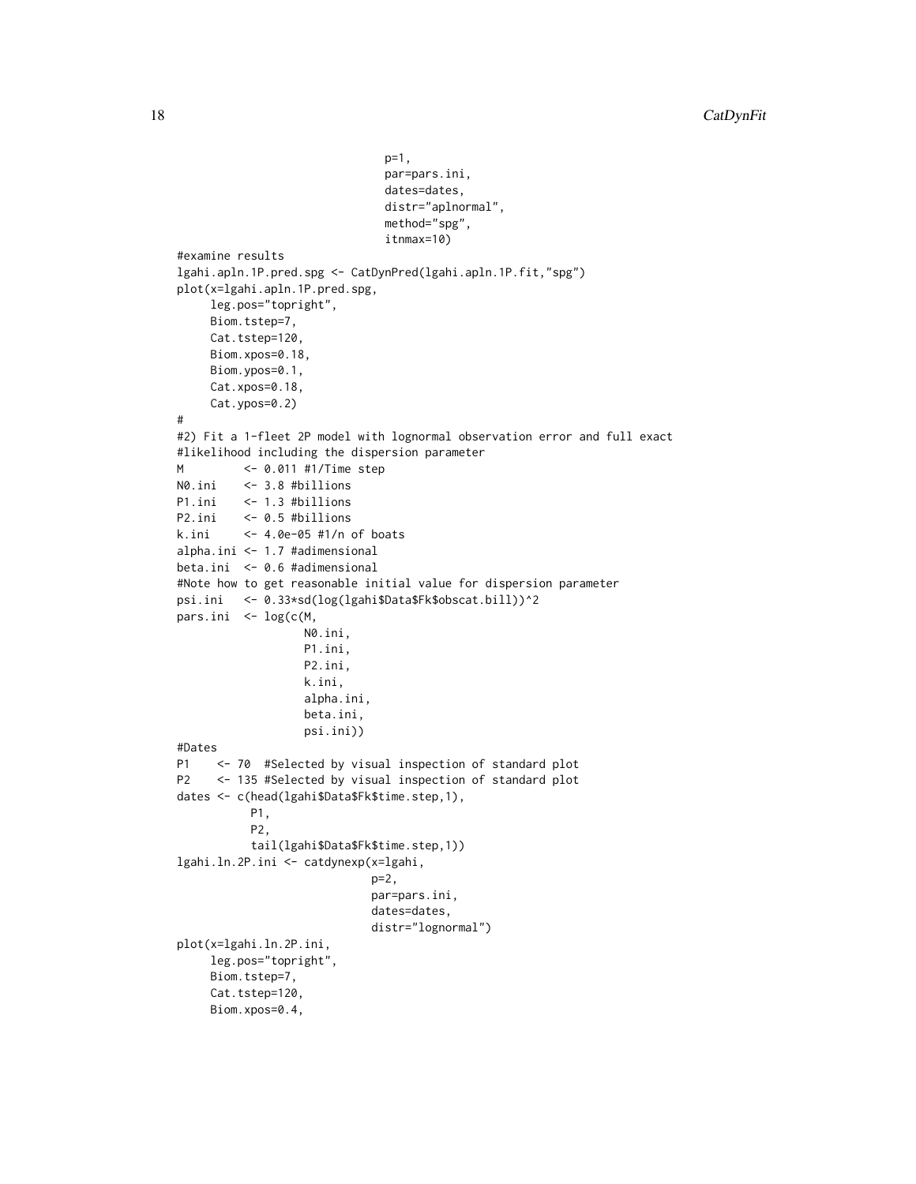```
                              p=1,
                              par=pars.ini,
                              dates=dates,
                              distr="aplnormal",
                              method="spg",
                              itnmax=10)
#examine results
lgahi.apln.1P.pred.spg <- CatDynPred(lgahi.apln.1P.fit,"spg")
plot(x=lgahi.apln.1P.pred.spg,
     leg.pos="topright",
     Biom.tstep=7,
     Cat.tstep=120,
     Biom.xpos=0.18,
     Biom.ypos=0.1,
     Cat.xpos=0.18,
     Cat.ypos=0.2)
#
#2) Fit a 1-fleet 2P model with lognormal observation error and full exact
#likelihood including the dispersion parameter
M         <- 0.011 #1/Time step
N0.ini    <- 3.8 #billions
P1.ini    <- 1.3 #billions
P2.ini    <- 0.5 #billions
k.ini     <- 4.0e-05 #1/n of boats
alpha.ini <- 1.7 #adimensional
beta.ini  <- 0.6 #adimensional
#Note how to get reasonable initial value for dispersion parameter
psi.ini   <- 0.33*sd(log(lgahi$Data$Fk$obscat.bill))^2
pars.ini  <- log(c(M,
                   N0.ini,
                   P1.ini,
                   P2.ini,
                   k.ini,
                   alpha.ini,
                   beta.ini,
                   psi.ini))
#Dates
P1    <- 70  #Selected by visual inspection of standard plot
P2    <- 135 #Selected by visual inspection of standard plot
dates <- c(head(lgahi$Data$Fk$time.step,1),
           P1,
           P2,
           tail(lgahi$Data$Fk$time.step,1))
lgahi.ln.2P.ini <- catdynexp(x=lgahi,
                             p=2,
                             par=pars.ini,
                             dates=dates,
                             distr="lognormal")
plot(x=lgahi.ln.2P.ini,
     leg.pos="topright",
     Biom.tstep=7,
     Cat.tstep=120,
     Biom.xpos=0.4,
```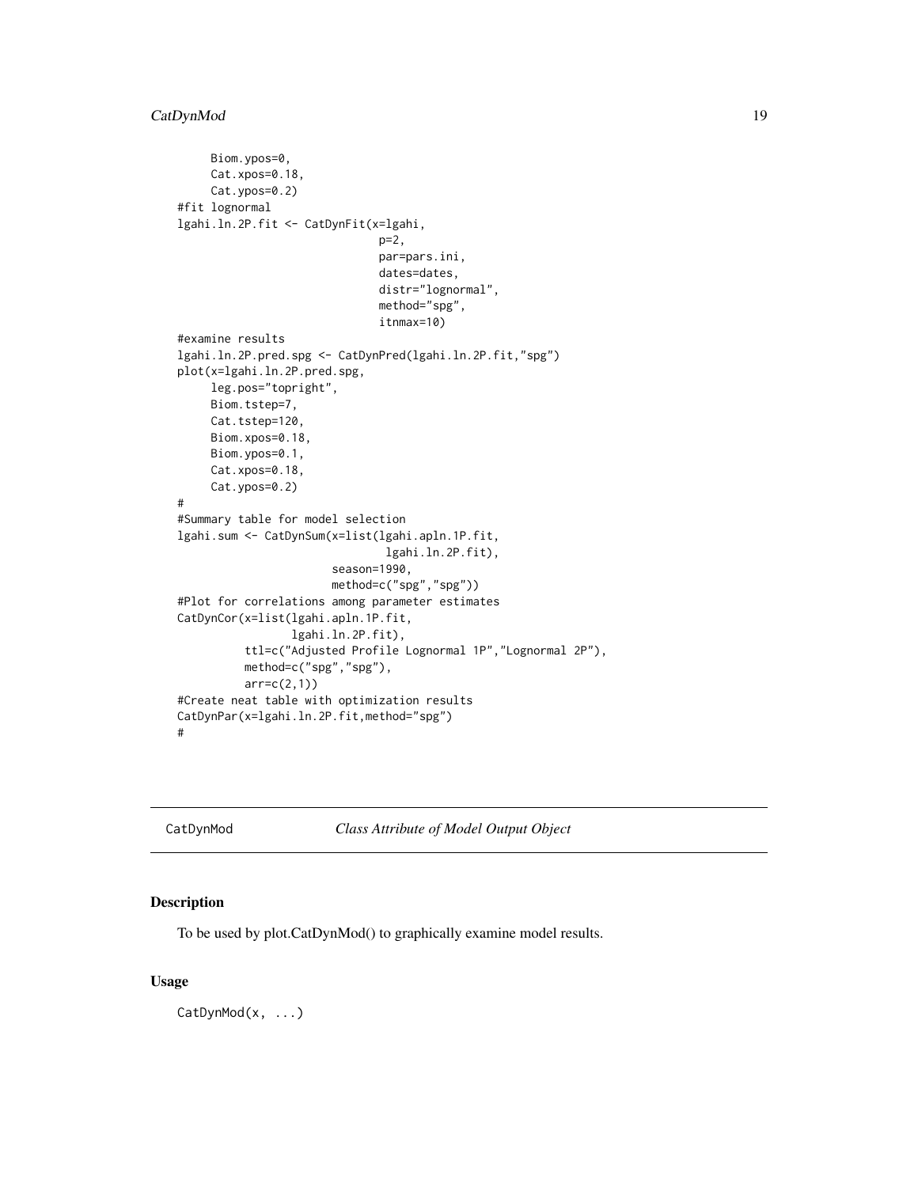```
     Biom.ypos=0,
     Cat.xpos=0.18,
     Cat.ypos=0.2)
#fit lognormal
lgahi.ln.2P.fit <- CatDynFit(x=lgahi,
                             p=2,
                             par=pars.ini,
                             dates=dates,
                             distr="lognormal",
                             method="spg",
                             itnmax=10)
#examine results
lgahi.ln.2P.pred.spg <- CatDynPred(lgahi.ln.2P.fit,"spg")
plot(x=lgahi.ln.2P.pred.spg,
     leg.pos="topright",
     Biom.tstep=7,
     Cat.tstep=120,
     Biom.xpos=0.18,
     Biom.ypos=0.1,
     Cat.xpos=0.18,
     Cat.ypos=0.2)
#
#Summary table for model selection
lgahi.sum <- CatDynSum(x=list(lgahi.apln.1P.fit,
                              lgahi.ln.2P.fit),
                       season=1990,
                       method=c("spg","spg"))
#Plot for correlations among parameter estimates
CatDynCor(x=list(lgahi.apln.1P.fit,
                 lgahi.ln.2P.fit),
          ttl=c("Adjusted Profile Lognormal 1P","Lognormal 2P"),
          method=c("spg","spg"),
          arr=c(2,1))
#Create neat table with optimization results
CatDynPar(x=lgahi.ln.2P.fit,method="spg")
#
```

---

CatDynMod *Class Attribute of Model Output Object*

## Description

To be used by plot.CatDynMod() to graphically examine model results.

## Usage

```
CatDynMod(x, ...)
```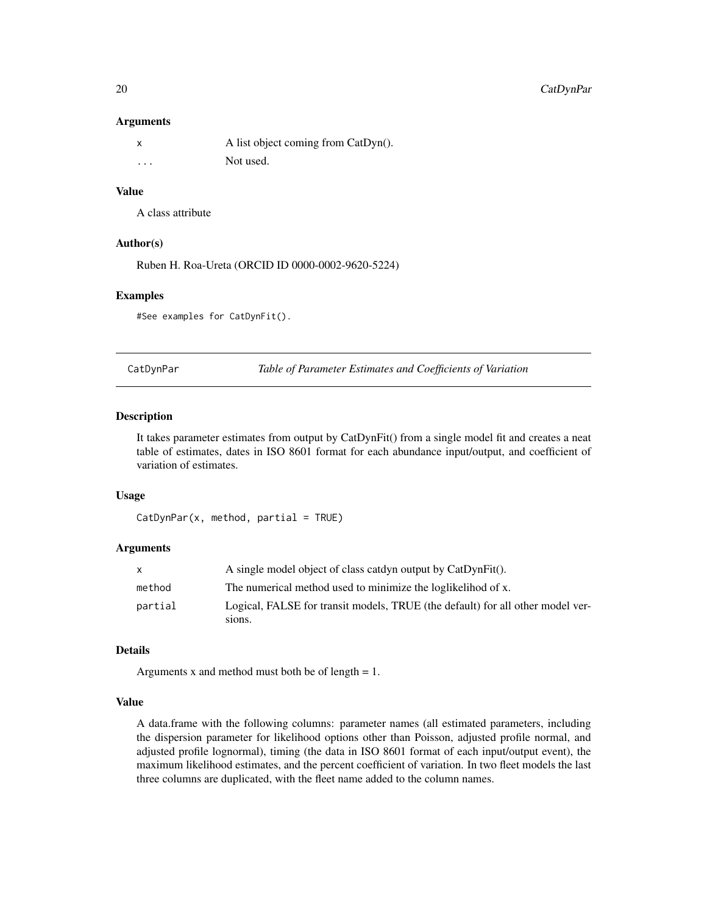### Arguments

| | |
|---|---|
| x | A list object coming from CatDyn(). |
| ... | Not used. |

### Value

A class attribute

### Author(s)

Ruben H. Roa-Ureta (ORCID ID 0000-0002-9620-5224)

### Examples

```
#See examples for CatDynFit().
```

---

## CatDynPar — *Table of Parameter Estimates and Coefficients of Variation*

### Description

It takes parameter estimates from output by CatDynFit() from a single model fit and creates a neat table of estimates, dates in ISO 8601 format for each abundance input/output, and coefficient of variation of estimates.

### Usage

```
CatDynPar(x, method, partial = TRUE)
```

### Arguments

| | |
|---|---|
| x | A single model object of class catdyn output by CatDynFit(). |
| method | The numerical method used to minimize the loglikelihod of x. |
| partial | Logical, FALSE for transit models, TRUE (the default) for all other model versions. |

### Details

Arguments x and method must both be of length = 1.

### Value

A data.frame with the following columns: parameter names (all estimated parameters, including the dispersion parameter for likelihood options other than Poisson, adjusted profile normal, and adjusted profile lognormal), timing (the data in ISO 8601 format of each input/output event), the maximum likelihood estimates, and the percent coefficient of variation. In two fleet models the last three columns are duplicated, with the fleet name added to the column names.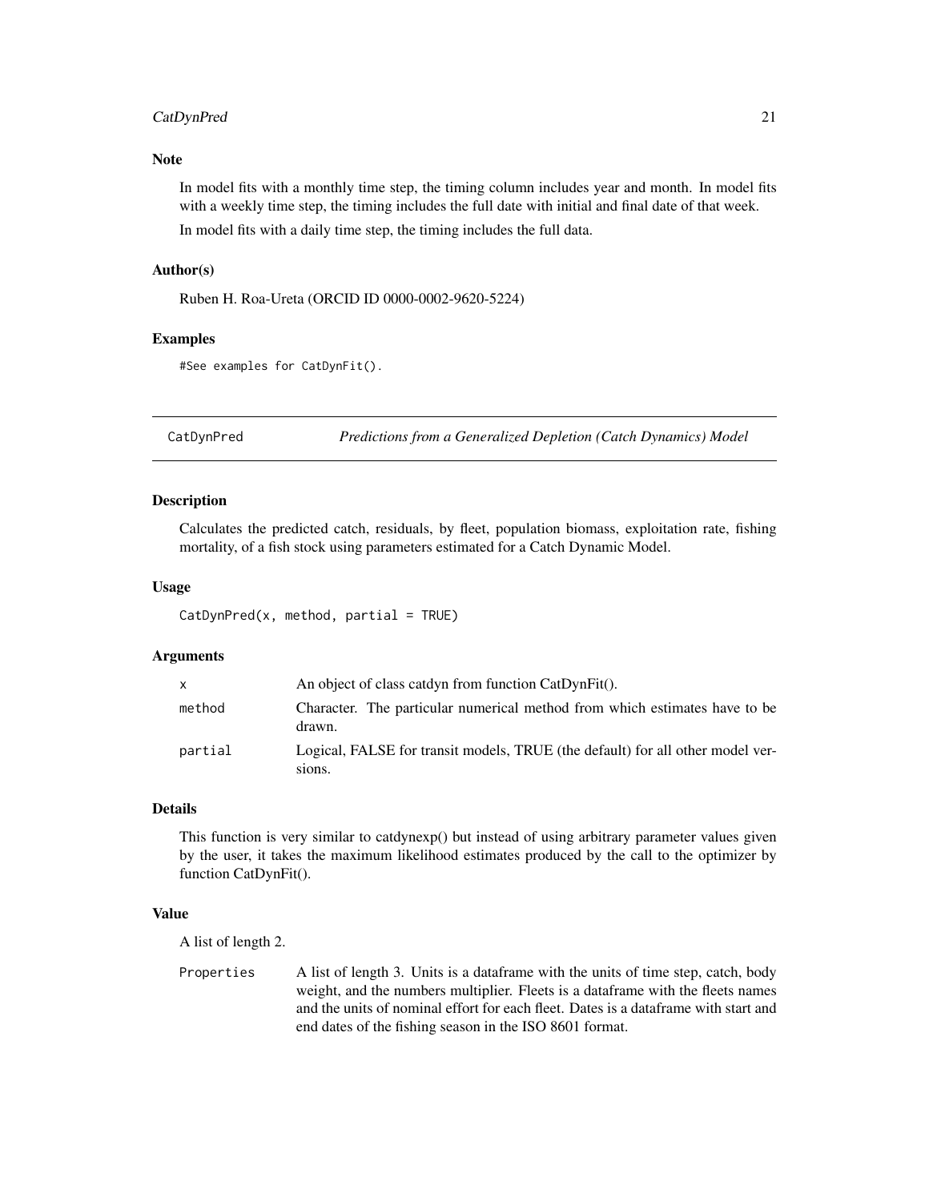### Note

In model fits with a monthly time step, the timing column includes year and month. In model fits with a weekly time step, the timing includes the full date with initial and final date of that week.

In model fits with a daily time step, the timing includes the full data.

### Author(s)

Ruben H. Roa-Ureta (ORCID ID 0000-0002-9620-5224)

### Examples

```
#See examples for CatDynFit().
```

---

## CatDynPred — *Predictions from a Generalized Depletion (Catch Dynamics) Model*

### Description

Calculates the predicted catch, residuals, by fleet, population biomass, exploitation rate, fishing mortality, of a fish stock using parameters estimated for a Catch Dynamic Model.

### Usage

```
CatDynPred(x, method, partial = TRUE)
```

### Arguments

| | |
|---|---|
| `x` | An object of class catdyn from function CatDynFit(). |
| `method` | Character. The particular numerical method from which estimates have to be drawn. |
| `partial` | Logical, FALSE for transit models, TRUE (the default) for all other model versions. |

### Details

This function is very similar to catdynexp() but instead of using arbitrary parameter values given by the user, it takes the maximum likelihood estimates produced by the call to the optimizer by function CatDynFit().

### Value

A list of length 2.

| | |
|---|---|
| `Properties` | A list of length 3. Units is a dataframe with the units of time step, catch, body weight, and the numbers multiplier. Fleets is a dataframe with the fleets names and the units of nominal effort for each fleet. Dates is a dataframe with start and end dates of the fishing season in the ISO 8601 format. |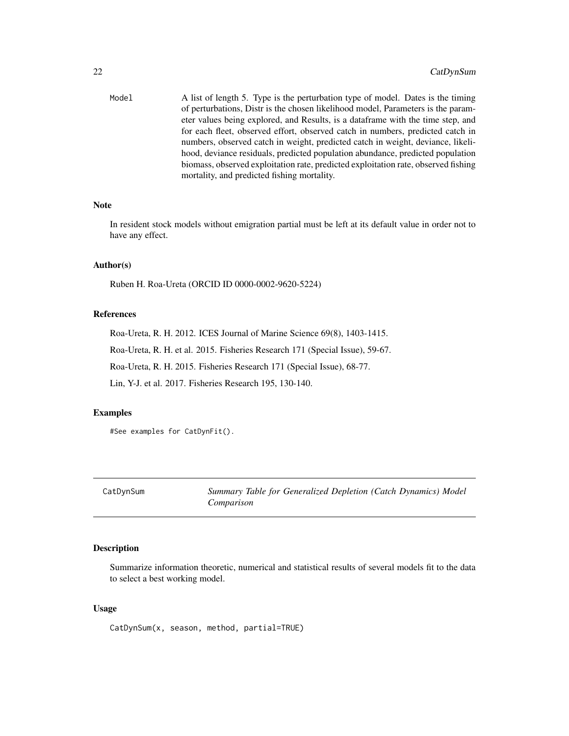Model A list of length 5. Type is the perturbation type of model. Dates is the timing of perturbations, Distr is the chosen likelihood model, Parameters is the parameter values being explored, and Results, is a dataframe with the time step, and for each fleet, observed effort, observed catch in numbers, predicted catch in numbers, observed catch in weight, predicted catch in weight, deviance, likelihood, deviance residuals, predicted population abundance, predicted population biomass, observed exploitation rate, predicted exploitation rate, observed fishing mortality, and predicted fishing mortality.

### Note

In resident stock models without emigration partial must be left at its default value in order not to have any effect.

### Author(s)

Ruben H. Roa-Ureta (ORCID ID 0000-0002-9620-5224)

### References

Roa-Ureta, R. H. 2012. ICES Journal of Marine Science 69(8), 1403-1415.

Roa-Ureta, R. H. et al. 2015. Fisheries Research 171 (Special Issue), 59-67.

Roa-Ureta, R. H. 2015. Fisheries Research 171 (Special Issue), 68-77.

Lin, Y-J. et al. 2017. Fisheries Research 195, 130-140.

### Examples

```
#See examples for CatDynFit().
```

---

## CatDynSum *Summary Table for Generalized Depletion (Catch Dynamics) Model Comparison*

### Description

Summarize information theoretic, numerical and statistical results of several models fit to the data to select a best working model.

### Usage

```
CatDynSum(x, season, method, partial=TRUE)
```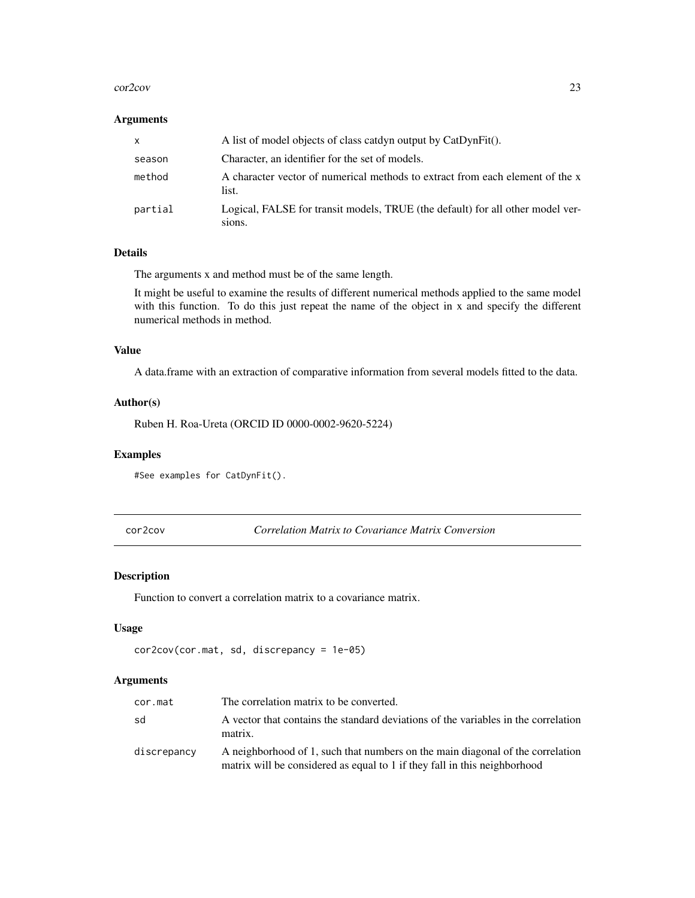### Arguments

| | |
|---|---|
| x | A list of model objects of class catdyn output by CatDynFit(). |
| season | Character, an identifier for the set of models. |
| method | A character vector of numerical methods to extract from each element of the x list. |
| partial | Logical, FALSE for transit models, TRUE (the default) for all other model versions. |

### Details

The arguments x and method must be of the same length.

It might be useful to examine the results of different numerical methods applied to the same model with this function. To do this just repeat the name of the object in x and specify the different numerical methods in method.

### Value

A data.frame with an extraction of comparative information from several models fitted to the data.

### Author(s)

Ruben H. Roa-Ureta (ORCID ID 0000-0002-9620-5224)

### Examples

```
#See examples for CatDynFit().
```

---

## cor2cov *Correlation Matrix to Covariance Matrix Conversion*

### Description

Function to convert a correlation matrix to a covariance matrix.

### Usage

```
cor2cov(cor.mat, sd, discrepancy = 1e-05)
```

### Arguments

| | |
|---|---|
| cor.mat | The correlation matrix to be converted. |
| sd | A vector that contains the standard deviations of the variables in the correlation matrix. |
| discrepancy | A neighborhood of 1, such that numbers on the main diagonal of the correlation matrix will be considered as equal to 1 if they fall in this neighborhood |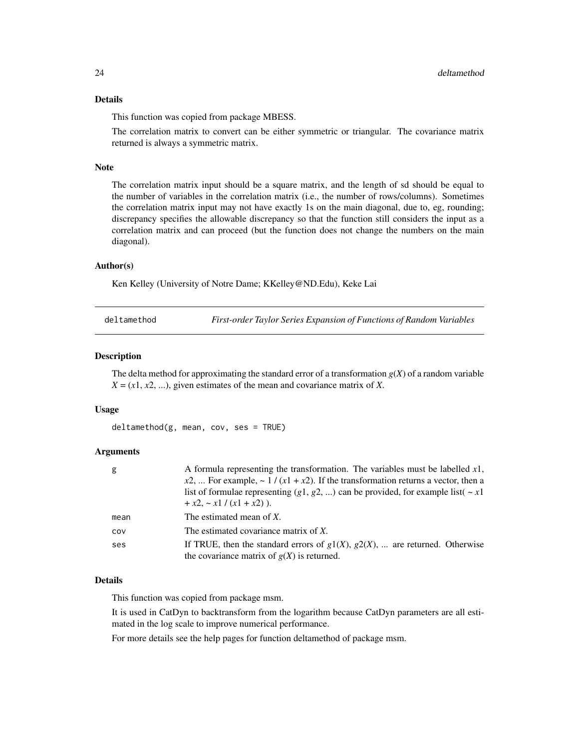### Details

This function was copied from package MBESS.

The correlation matrix to convert can be either symmetric or triangular. The covariance matrix returned is always a symmetric matrix.

### Note

The correlation matrix input should be a square matrix, and the length of sd should be equal to the number of variables in the correlation matrix (i.e., the number of rows/columns). Sometimes the correlation matrix input may not have exactly 1s on the main diagonal, due to, eg, rounding; discrepancy specifies the allowable discrepancy so that the function still considers the input as a correlation matrix and can proceed (but the function does not change the numbers on the main diagonal).

### Author(s)

Ken Kelley (University of Notre Dame; KKelley@ND.Edu), Keke Lai

---

## deltamethod — *First-order Taylor Series Expansion of Functions of Random Variables*

### Description

The delta method for approximating the standard error of a transformation $g(X)$ of a random variable $X = (x1, x2, ...)$, given estimates of the mean and covariance matrix of $X$.

### Usage

```
deltamethod(g, mean, cov, ses = TRUE)
```

### Arguments

| | |
|---|---|
| g | A formula representing the transformation. The variables must be labelled $x1$, $x2$, ... For example, ~ 1 / ($x1$ + $x2$). If the transformation returns a vector, then a list of formulae representing ($g1$, $g2$, ...) can be provided, for example list( ~ $x1$ + $x2$, ~ $x1$ / ($x1$ + $x2$) ). |
| mean | The estimated mean of $X$. |
| cov | The estimated covariance matrix of $X$. |
| ses | If TRUE, then the standard errors of $g1(X)$, $g2(X)$, ... are returned. Otherwise the covariance matrix of $g(X)$ is returned. |

### Details

This function was copied from package msm.

It is used in CatDyn to backtransform from the logarithm because CatDyn parameters are all estimated in the log scale to improve numerical performance.

For more details see the help pages for function deltamethod of package msm.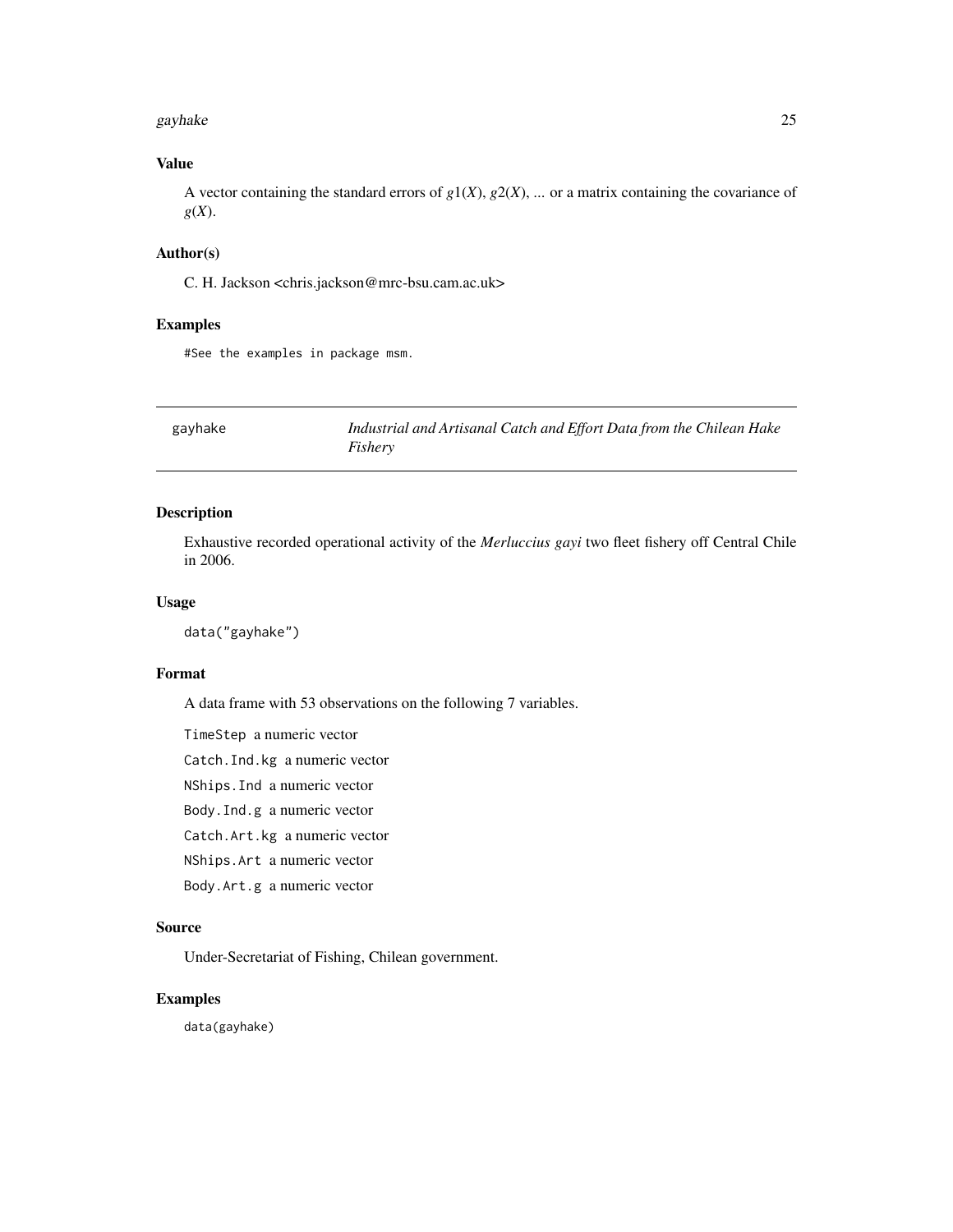## Value

A vector containing the standard errors of $g1(X)$, $g2(X)$, ... or a matrix containing the covariance of $g(X)$.

## Author(s)

C. H. Jackson <chris.jackson@mrc-bsu.cam.ac.uk>

## Examples

```
#See the examples in package msm.
```

---

# gayhake — *Industrial and Artisanal Catch and Effort Data from the Chilean Hake Fishery*

---

## Description

Exhaustive recorded operational activity of the *Merluccius gayi* two fleet fishery off Central Chile in 2006.

## Usage

```
data("gayhake")
```

## Format

A data frame with 53 observations on the following 7 variables.

`TimeStep` a numeric vector

`Catch.Ind.kg` a numeric vector

`NShips.Ind` a numeric vector

`Body.Ind.g` a numeric vector

`Catch.Art.kg` a numeric vector

`NShips.Art` a numeric vector

`Body.Art.g` a numeric vector

## Source

Under-Secretariat of Fishing, Chilean government.

## Examples

```
data(gayhake)
```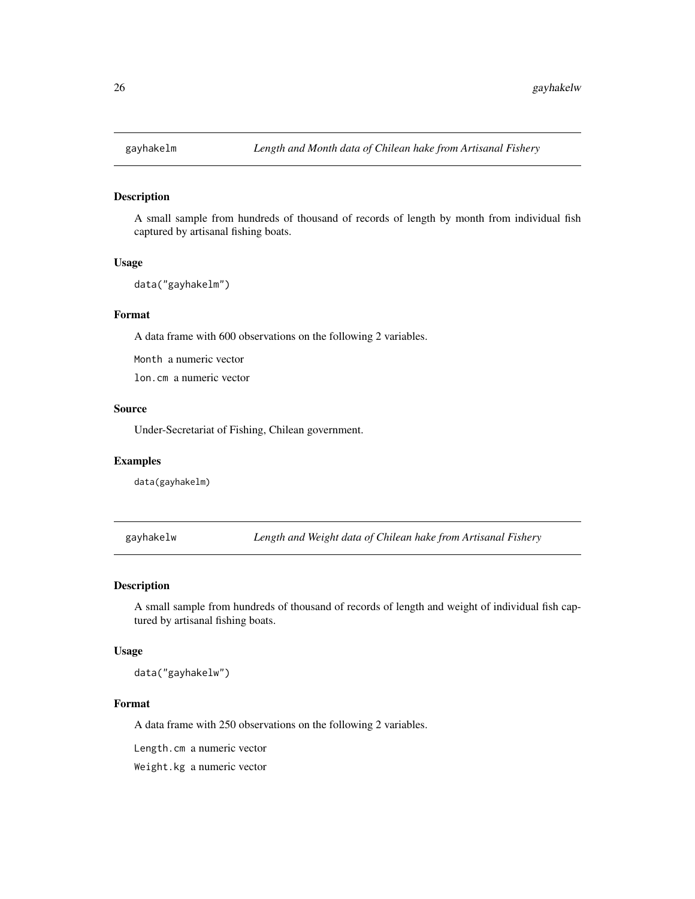## gayhakelm — *Length and Month data of Chilean hake from Artisanal Fishery*

### Description

A small sample from hundreds of thousand of records of length by month from individual fish captured by artisanal fishing boats.

### Usage

```
data("gayhakelm")
```

### Format

A data frame with 600 observations on the following 2 variables.

`Month` a numeric vector

`lon.cm` a numeric vector

### Source

Under-Secretariat of Fishing, Chilean government.

### Examples

```
data(gayhakelm)
```

## gayhakelw — *Length and Weight data of Chilean hake from Artisanal Fishery*

### Description

A small sample from hundreds of thousand of records of length and weight of individual fish captured by artisanal fishing boats.

### Usage

```
data("gayhakelw")
```

### Format

A data frame with 250 observations on the following 2 variables.

`Length.cm` a numeric vector

`Weight.kg` a numeric vector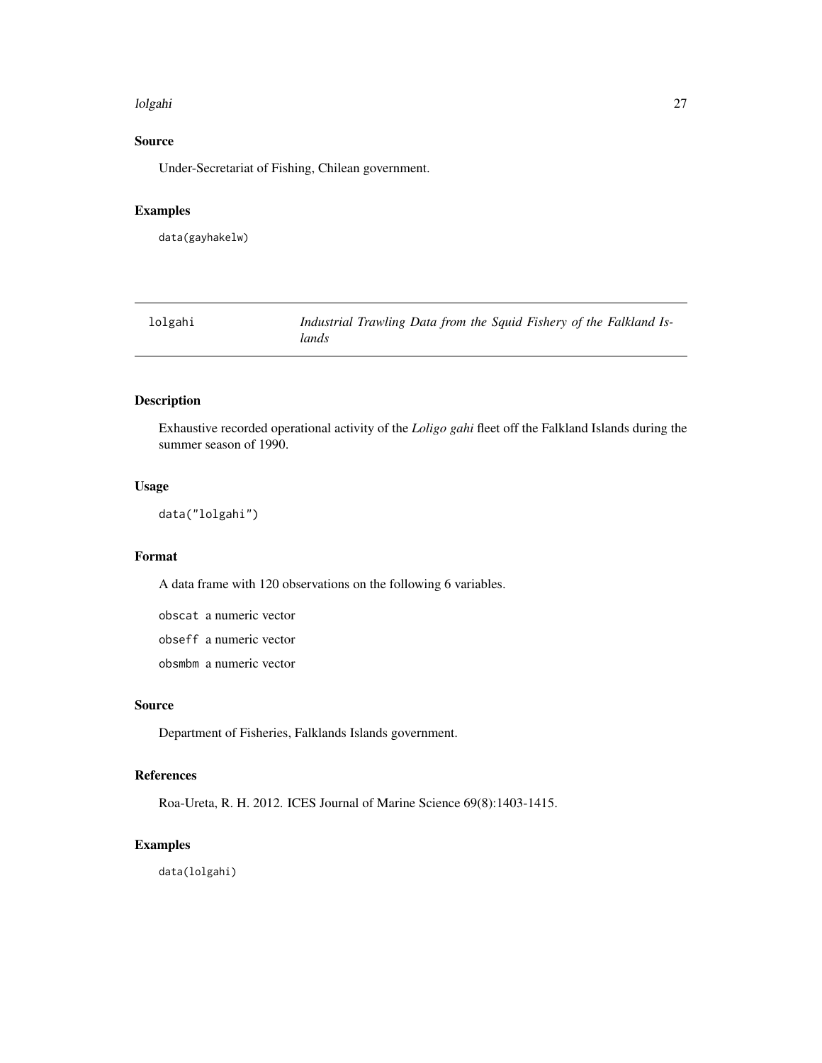## Source

Under-Secretariat of Fishing, Chilean government.

## Examples

```
data(gayhakelw)
```

---

# lolgahi — *Industrial Trawling Data from the Squid Fishery of the Falkland Islands*

---

## Description

Exhaustive recorded operational activity of the *Loligo gahi* fleet off the Falkland Islands during the summer season of 1990.

## Usage

```
data("lolgahi")
```

## Format

A data frame with 120 observations on the following 6 variables.

- `obscat` a numeric vector
- `obseff` a numeric vector
- `obsmbm` a numeric vector

## Source

Department of Fisheries, Falklands Islands government.

## References

Roa-Ureta, R. H. 2012. ICES Journal of Marine Science 69(8):1403-1415.

## Examples

```
data(lolgahi)
```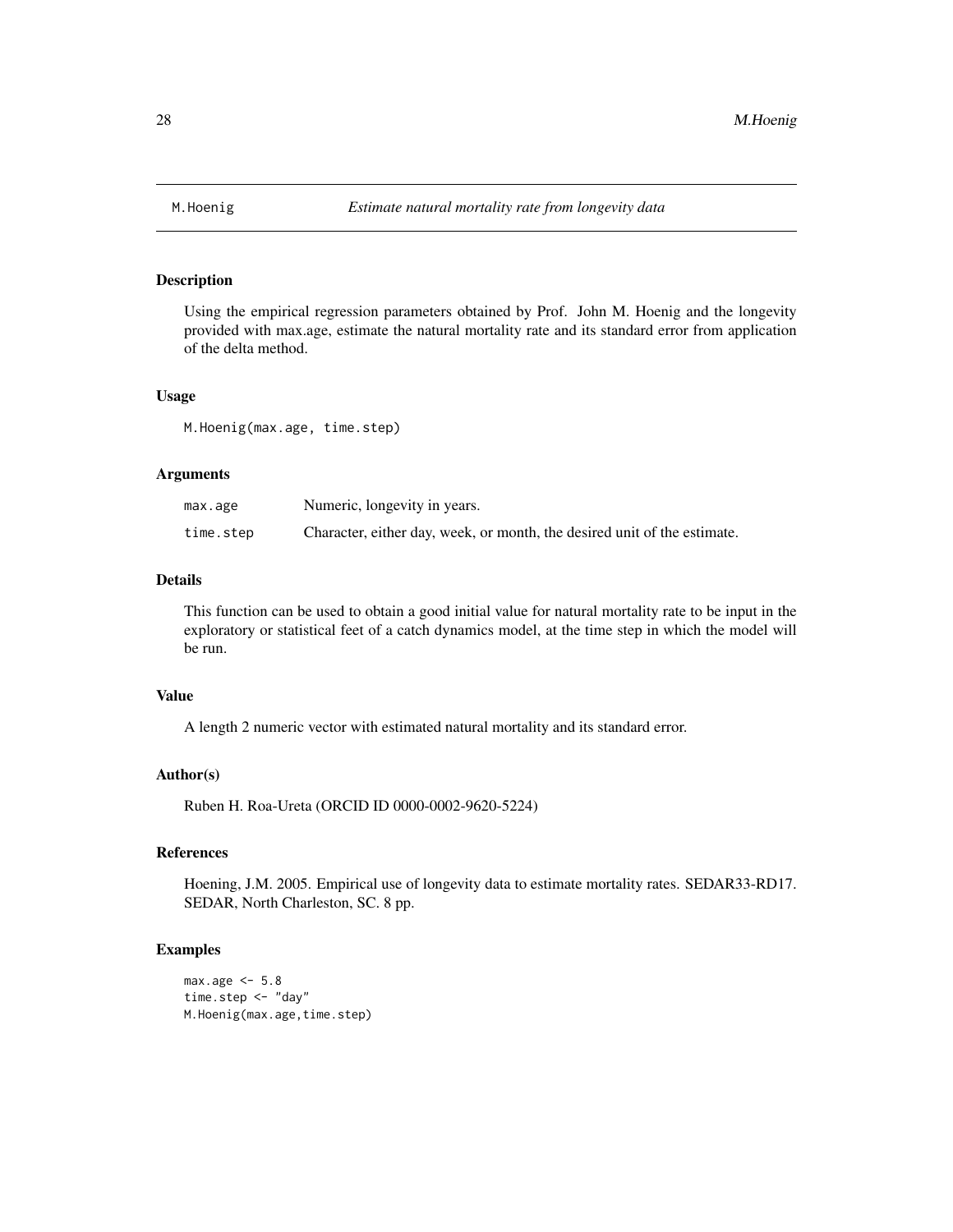# M.Hoenig — *Estimate natural mortality rate from longevity data*

## Description

Using the empirical regression parameters obtained by Prof. John M. Hoenig and the longevity provided with max.age, estimate the natural mortality rate and its standard error from application of the delta method.

## Usage

```
M.Hoenig(max.age, time.step)
```

## Arguments

| | |
|---|---|
| max.age | Numeric, longevity in years. |
| time.step | Character, either day, week, or month, the desired unit of the estimate. |

## Details

This function can be used to obtain a good initial value for natural mortality rate to be input in the exploratory or statistical feet of a catch dynamics model, at the time step in which the model will be run.

## Value

A length 2 numeric vector with estimated natural mortality and its standard error.

## Author(s)

Ruben H. Roa-Ureta (ORCID ID 0000-0002-9620-5224)

## References

Hoening, J.M. 2005. Empirical use of longevity data to estimate mortality rates. SEDAR33-RD17. SEDAR, North Charleston, SC. 8 pp.

## Examples

```
max.age <- 5.8
time.step <- "day"
M.Hoenig(max.age,time.step)
```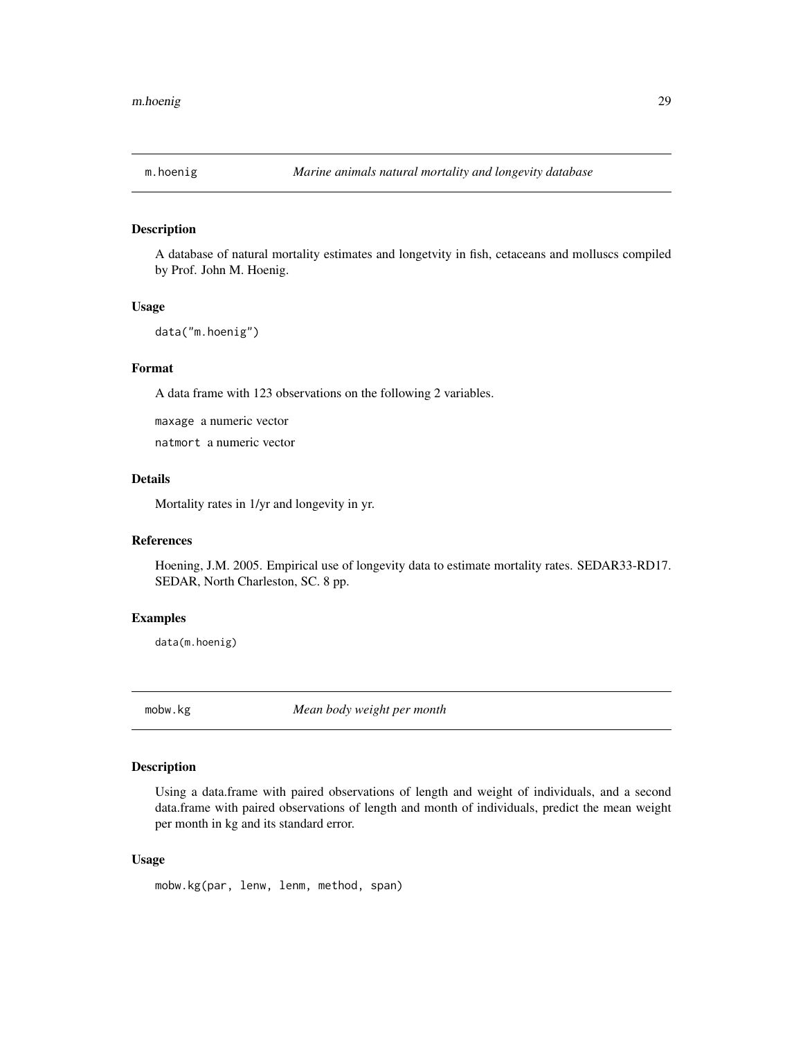## m.hoenig *Marine animals natural mortality and longevity database*

### Description

A database of natural mortality estimates and longetvity in fish, cetaceans and molluscs compiled by Prof. John M. Hoenig.

### Usage

```
data("m.hoenig")
```

### Format

A data frame with 123 observations on the following 2 variables.

`maxage` a numeric vector

`natmort` a numeric vector

### Details

Mortality rates in 1/yr and longevity in yr.

### References

Hoening, J.M. 2005. Empirical use of longevity data to estimate mortality rates. SEDAR33-RD17. SEDAR, North Charleston, SC. 8 pp.

### Examples

```
data(m.hoenig)
```

## mobw.kg *Mean body weight per month*

### Description

Using a data.frame with paired observations of length and weight of individuals, and a second data.frame with paired observations of length and month of individuals, predict the mean weight per month in kg and its standard error.

### Usage

```
mobw.kg(par, lenw, lenm, method, span)
```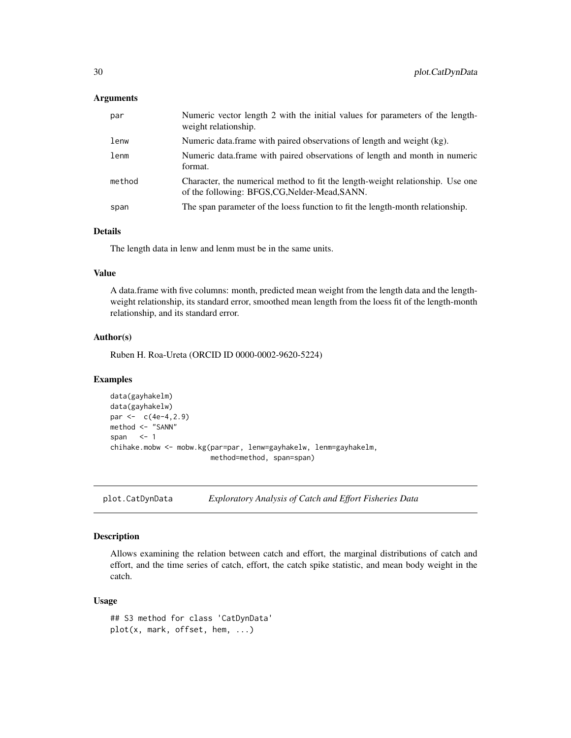### Arguments

| | |
|---|---|
| par | Numeric vector length 2 with the initial values for parameters of the length-weight relationship. |
| lenw | Numeric data.frame with paired observations of length and weight (kg). |
| lenm | Numeric data.frame with paired observations of length and month in numeric format. |
| method | Character, the numerical method to fit the length-weight relationship. Use one of the following: BFGS,CG,Nelder-Mead,SANN. |
| span | The span parameter of the loess function to fit the length-month relationship. |

### Details

The length data in lenw and lenm must be in the same units.

### Value

A data.frame with five columns: month, predicted mean weight from the length data and the length-weight relationship, its standard error, smoothed mean length from the loess fit of the length-month relationship, and its standard error.

### Author(s)

Ruben H. Roa-Ureta (ORCID ID 0000-0002-9620-5224)

### Examples

```
data(gayhakelm)
data(gayhakelw)
par <-  c(4e-4,2.9)
method <- "SANN"
span   <- 1
chihake.mobw <- mobw.kg(par=par, lenw=gayhakelw, lenm=gayhakelm,
                        method=method, span=span)
```

---

## plot.CatDynData — *Exploratory Analysis of Catch and Effort Fisheries Data*

### Description

Allows examining the relation between catch and effort, the marginal distributions of catch and effort, and the time series of catch, effort, the catch spike statistic, and mean body weight in the catch.

### Usage

```
## S3 method for class 'CatDynData'
plot(x, mark, offset, hem, ...)
```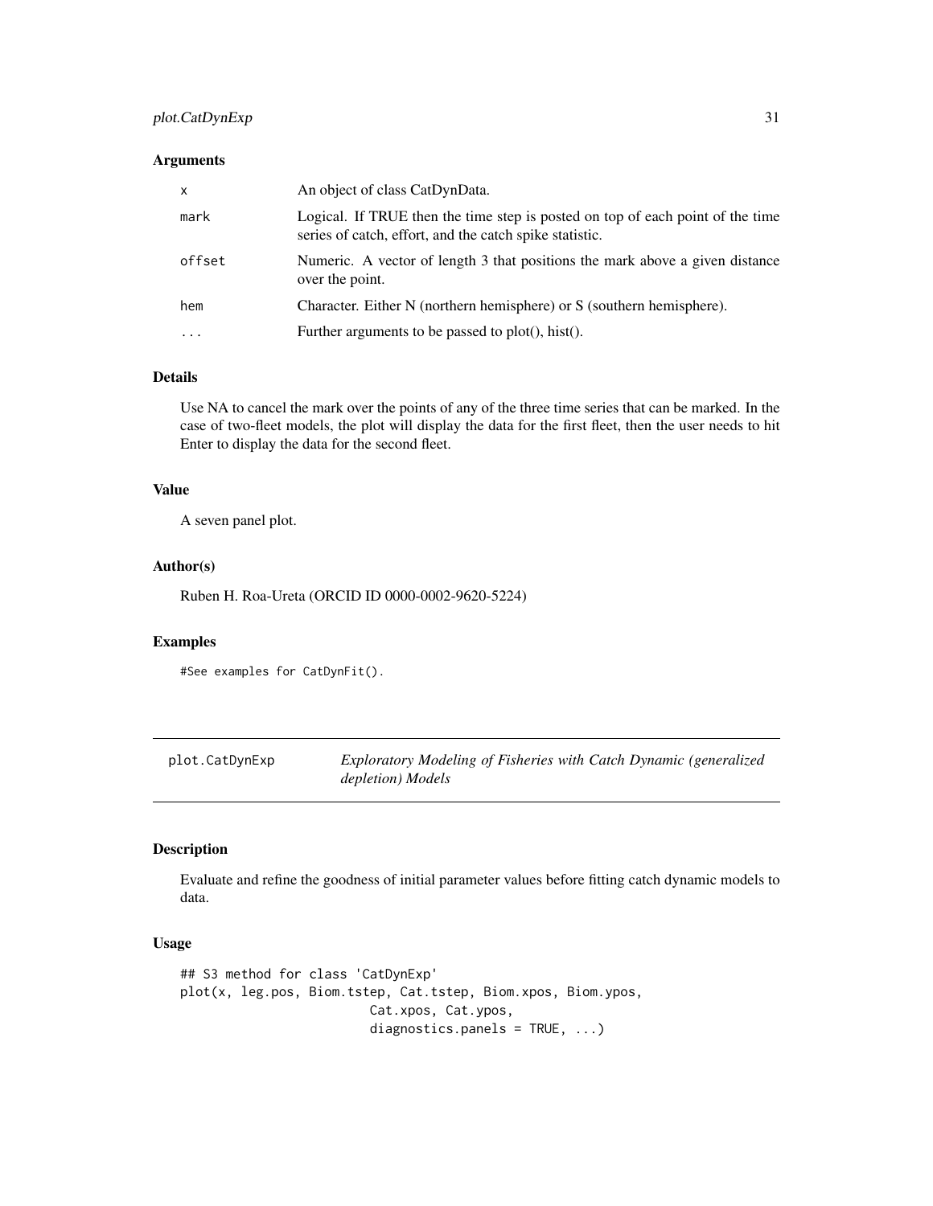### Arguments

| | |
|---|---|
| x | An object of class CatDynData. |
| mark | Logical. If TRUE then the time step is posted on top of each point of the time series of catch, effort, and the catch spike statistic. |
| offset | Numeric. A vector of length 3 that positions the mark above a given distance over the point. |
| hem | Character. Either N (northern hemisphere) or S (southern hemisphere). |
| ... | Further arguments to be passed to plot(), hist(). |

### Details

Use NA to cancel the mark over the points of any of the three time series that can be marked. In the case of two-fleet models, the plot will display the data for the first fleet, then the user needs to hit Enter to display the data for the second fleet.

### Value

A seven panel plot.

### Author(s)

Ruben H. Roa-Ureta (ORCID ID 0000-0002-9620-5224)

### Examples

```
#See examples for CatDynFit().
```

---

## plot.CatDynExp — *Exploratory Modeling of Fisheries with Catch Dynamic (generalized depletion) Models*

### Description

Evaluate and refine the goodness of initial parameter values before fitting catch dynamic models to data.

### Usage

```
## S3 method for class 'CatDynExp'
plot(x, leg.pos, Biom.tstep, Cat.tstep, Biom.xpos, Biom.ypos,
                        Cat.xpos, Cat.ypos,
                        diagnostics.panels = TRUE, ...)
```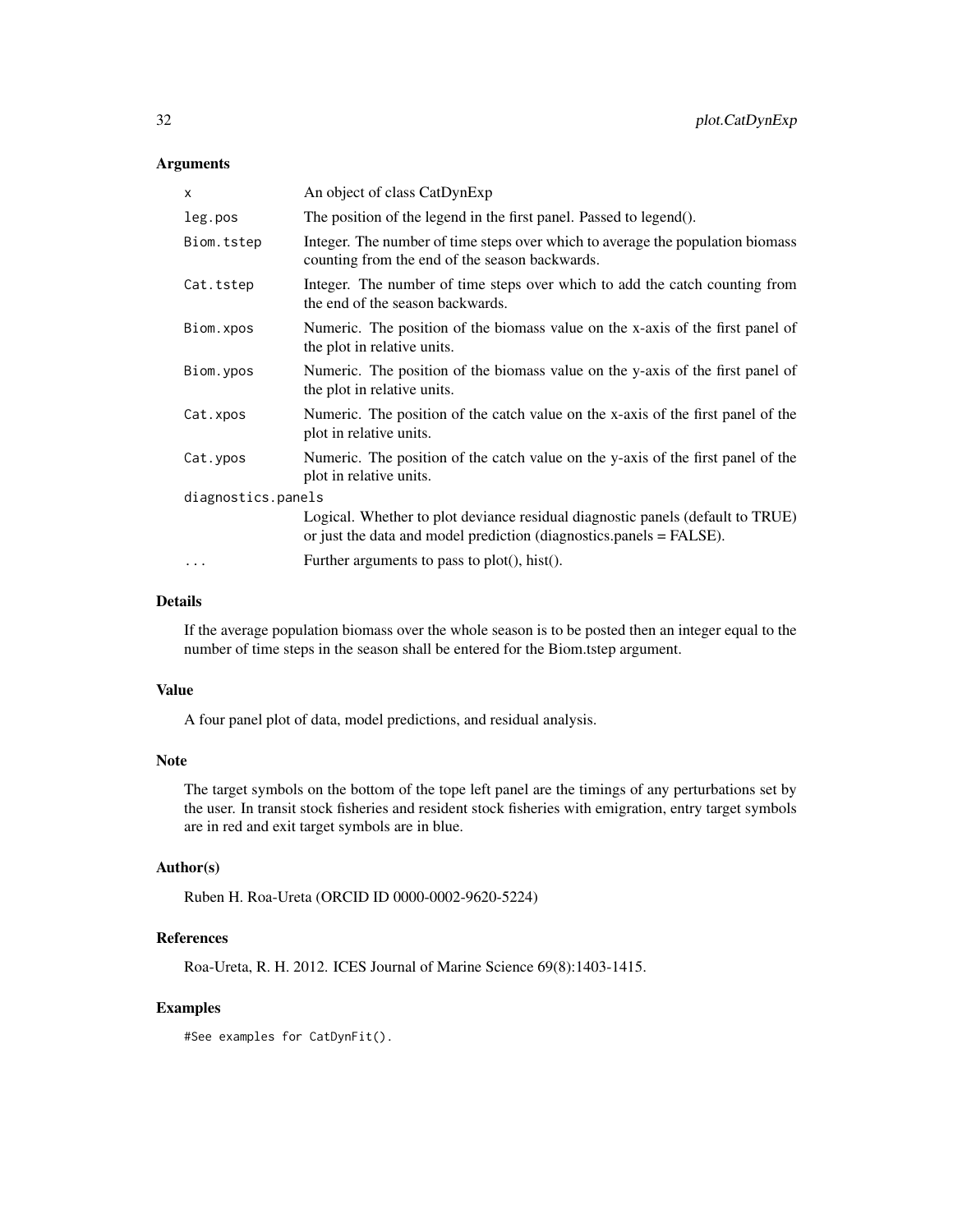## Arguments

| | |
|---|---|
| `x` | An object of class CatDynExp |
| `leg.pos` | The position of the legend in the first panel. Passed to legend(). |
| `Biom.tstep` | Integer. The number of time steps over which to average the population biomass counting from the end of the season backwards. |
| `Cat.tstep` | Integer. The number of time steps over which to add the catch counting from the end of the season backwards. |
| `Biom.xpos` | Numeric. The position of the biomass value on the x-axis of the first panel of the plot in relative units. |
| `Biom.ypos` | Numeric. The position of the biomass value on the y-axis of the first panel of the plot in relative units. |
| `Cat.xpos` | Numeric. The position of the catch value on the x-axis of the first panel of the plot in relative units. |
| `Cat.ypos` | Numeric. The position of the catch value on the y-axis of the first panel of the plot in relative units. |
| `diagnostics.panels` | Logical. Whether to plot deviance residual diagnostic panels (default to TRUE) or just the data and model prediction (diagnostics.panels = FALSE). |
| `...` | Further arguments to pass to plot(), hist(). |

## Details

If the average population biomass over the whole season is to be posted then an integer equal to the number of time steps in the season shall be entered for the Biom.tstep argument.

## Value

A four panel plot of data, model predictions, and residual analysis.

## Note

The target symbols on the bottom of the tope left panel are the timings of any perturbations set by the user. In transit stock fisheries and resident stock fisheries with emigration, entry target symbols are in red and exit target symbols are in blue.

## Author(s)

Ruben H. Roa-Ureta (ORCID ID 0000-0002-9620-5224)

## References

Roa-Ureta, R. H. 2012. ICES Journal of Marine Science 69(8):1403-1415.

## Examples

```
#See examples for CatDynFit().
```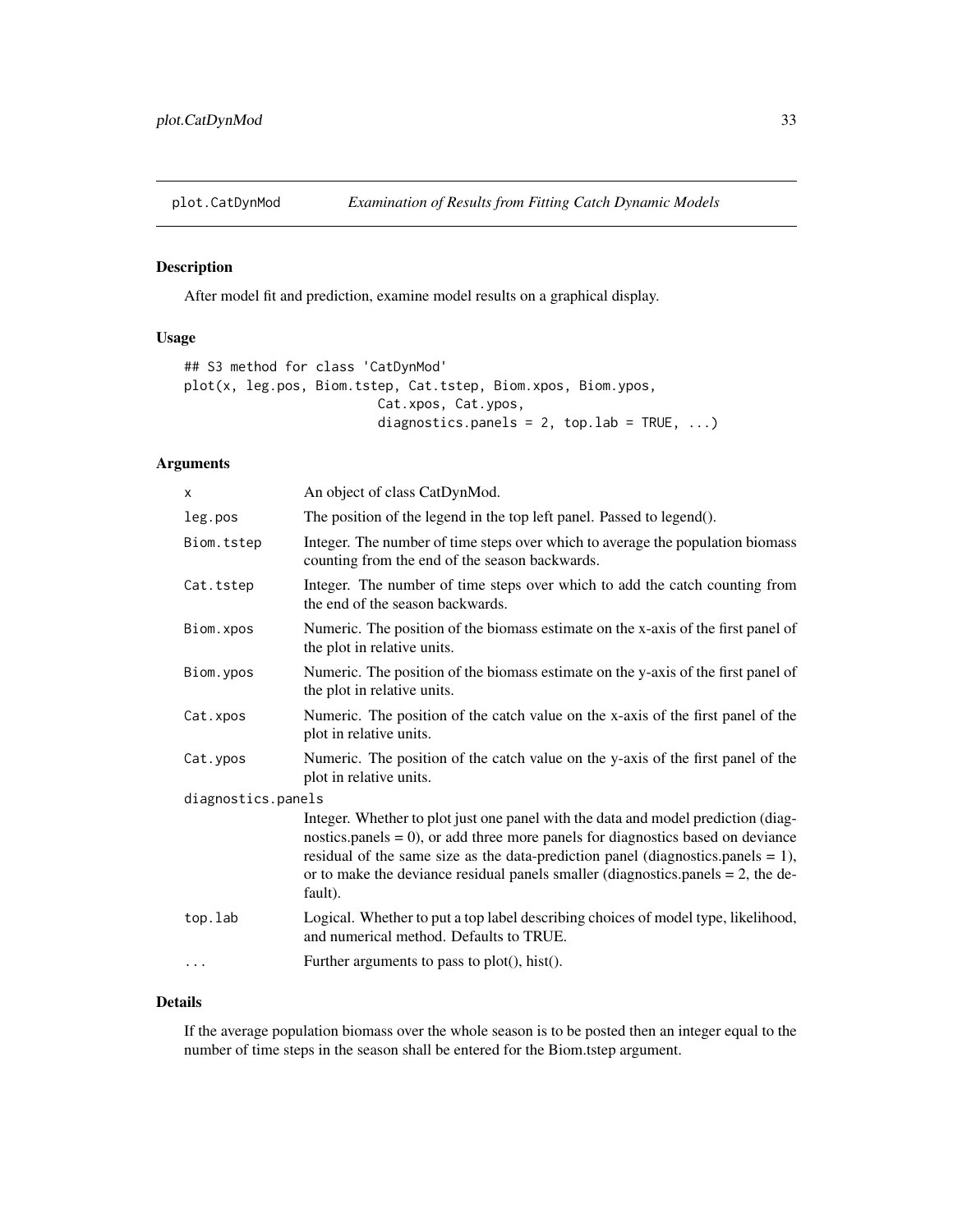# plot.CatDynMod — *Examination of Results from Fitting Catch Dynamic Models*

## Description

After model fit and prediction, examine model results on a graphical display.

## Usage

```
## S3 method for class 'CatDynMod'
plot(x, leg.pos, Biom.tstep, Cat.tstep, Biom.xpos, Biom.ypos,
                        Cat.xpos, Cat.ypos,
                        diagnostics.panels = 2, top.lab = TRUE, ...)
```

## Arguments

| Argument | Description |
| --- | --- |
| `x` | An object of class CatDynMod. |
| `leg.pos` | The position of the legend in the top left panel. Passed to legend(). |
| `Biom.tstep` | Integer. The number of time steps over which to average the population biomass counting from the end of the season backwards. |
| `Cat.tstep` | Integer. The number of time steps over which to add the catch counting from the end of the season backwards. |
| `Biom.xpos` | Numeric. The position of the biomass estimate on the x-axis of the first panel of the plot in relative units. |
| `Biom.ypos` | Numeric. The position of the biomass estimate on the y-axis of the first panel of the plot in relative units. |
| `Cat.xpos` | Numeric. The position of the catch value on the x-axis of the first panel of the plot in relative units. |
| `Cat.ypos` | Numeric. The position of the catch value on the y-axis of the first panel of the plot in relative units. |
| `diagnostics.panels` | Integer. Whether to plot just one panel with the data and model prediction (diagnostics.panels = 0), or add three more panels for diagnostics based on deviance residual of the same size as the data-prediction panel (diagnostics.panels = 1), or to make the deviance residual panels smaller (diagnostics.panels = 2, the default). |
| `top.lab` | Logical. Whether to put a top label describing choices of model type, likelihood, and numerical method. Defaults to TRUE. |
| `...` | Further arguments to pass to plot(), hist(). |

## Details

If the average population biomass over the whole season is to be posted then an integer equal to the number of time steps in the season shall be entered for the Biom.tstep argument.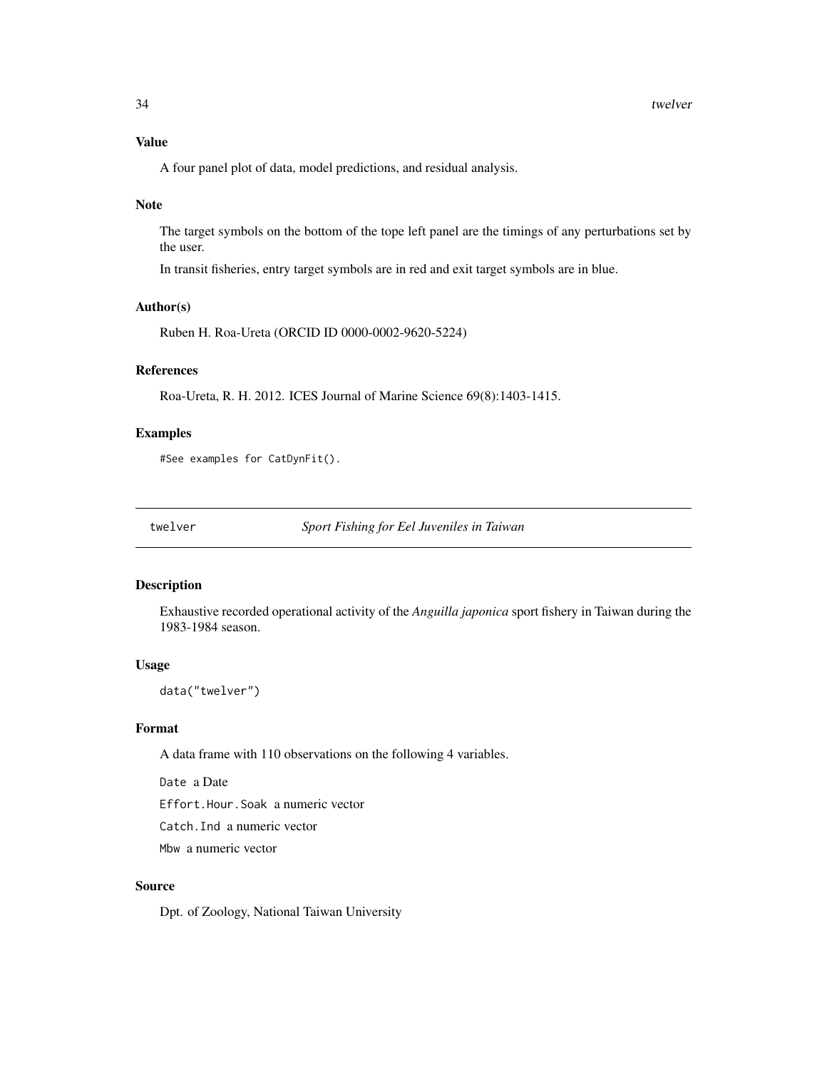### Value

A four panel plot of data, model predictions, and residual analysis.

### Note

The target symbols on the bottom of the tope left panel are the timings of any perturbations set by the user.

In transit fisheries, entry target symbols are in red and exit target symbols are in blue.

### Author(s)

Ruben H. Roa-Ureta (ORCID ID 0000-0002-9620-5224)

### References

Roa-Ureta, R. H. 2012. ICES Journal of Marine Science 69(8):1403-1415.

### Examples

```
#See examples for CatDynFit().
```

---

## twelver — *Sport Fishing for Eel Juveniles in Taiwan*

---

### Description

Exhaustive recorded operational activity of the *Anguilla japonica* sport fishery in Taiwan during the 1983-1984 season.

### Usage

```
data("twelver")
```

### Format

A data frame with 110 observations on the following 4 variables.

`Date` a Date

`Effort.Hour.Soak` a numeric vector

`Catch.Ind` a numeric vector

`Mbw` a numeric vector

### Source

Dpt. of Zoology, National Taiwan University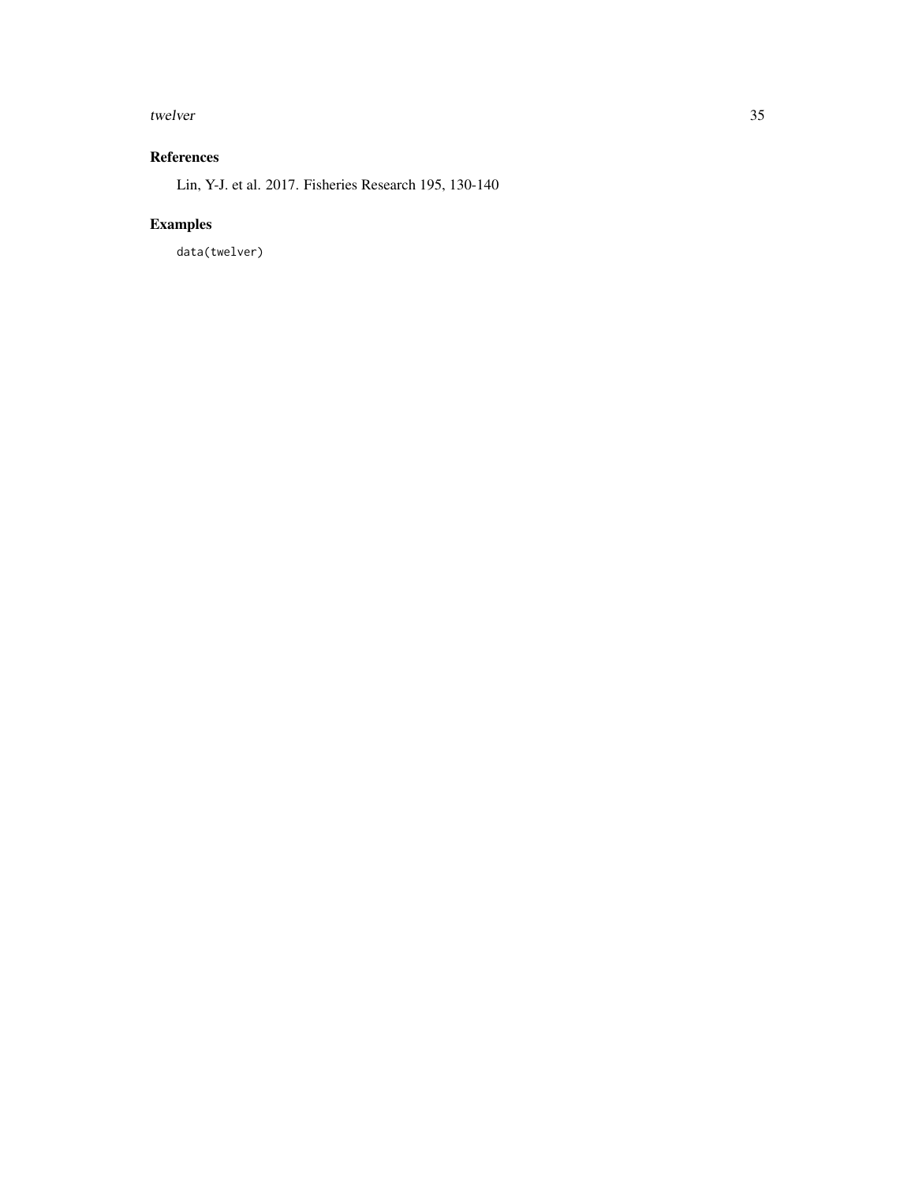## References

Lin, Y-J. et al. 2017. Fisheries Research 195, 130-140

## Examples

```
data(twelver)
```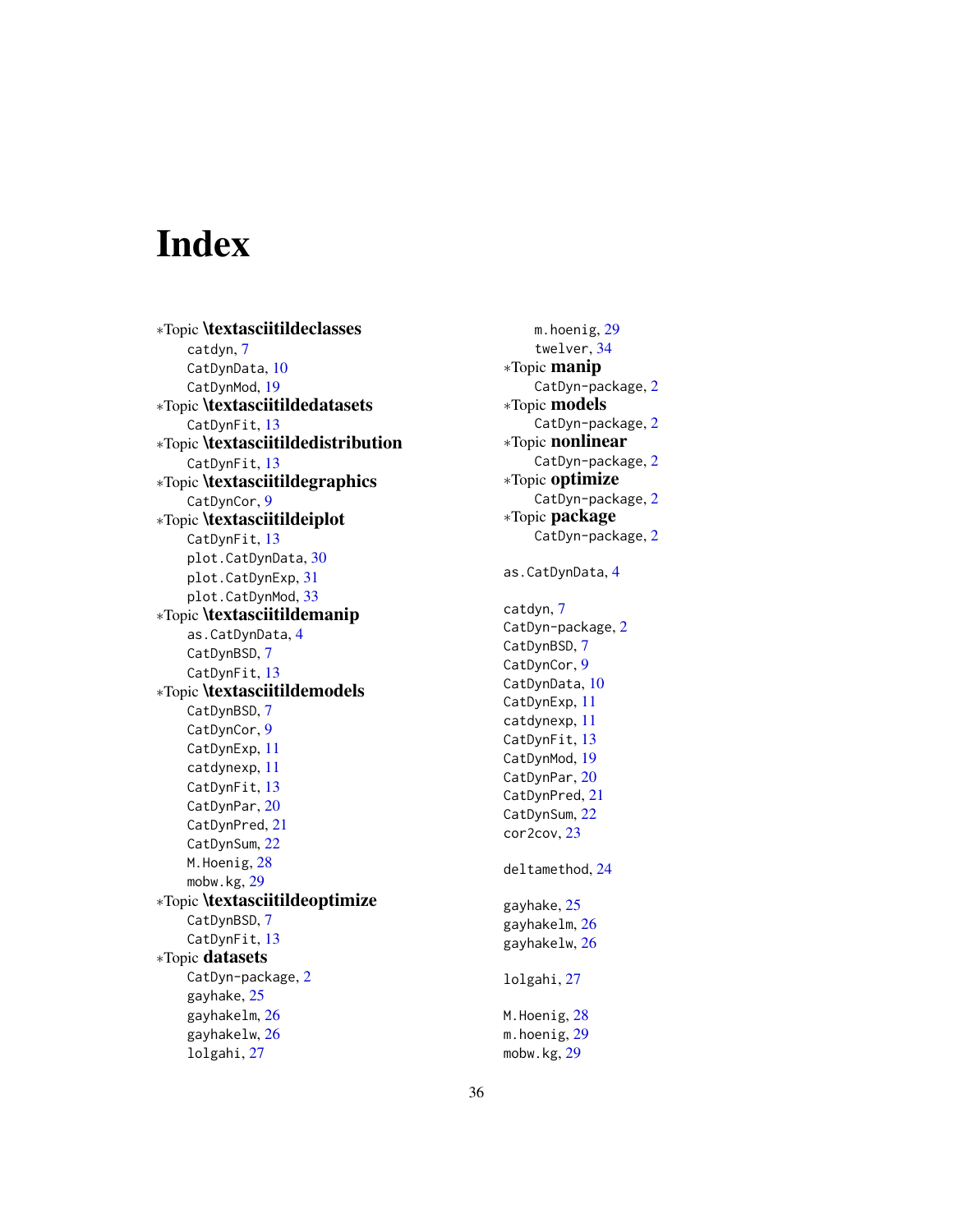# Index

*Topic \textasciitildeclasses
- catdyn, 7
- CatDynData, 10
- CatDynMod, 19

*Topic \textasciitildedatasets
- CatDynFit, 13

*Topic \textasciitildedistribution
- CatDynFit, 13

*Topic \textasciitildegraphics
- CatDynCor, 9

*Topic \textasciitildeiplot
- CatDynFit, 13
- plot.CatDynData, 30
- plot.CatDynExp, 31
- plot.CatDynMod, 33

*Topic \textasciitildemanip
- as.CatDynData, 4
- CatDynBSD, 7
- CatDynFit, 13

*Topic \textasciitildemodels
- CatDynBSD, 7
- CatDynCor, 9
- CatDynExp, 11
- catdynexp, 11
- CatDynFit, 13
- CatDynPar, 20
- CatDynPred, 21
- CatDynSum, 22
- M.Hoenig, 28
- mobw.kg, 29

*Topic \textasciitildeoptimize
- CatDynBSD, 7
- CatDynFit, 13

*Topic **datasets**
- CatDyn-package, 2
- gayhake, 25
- gayhakelm, 26
- gayhakelw, 26
- lolgahi, 27
- m.hoenig, 29
- twelver, 34

*Topic **manip**
- CatDyn-package, 2

*Topic **models**
- CatDyn-package, 2

*Topic **nonlinear**
- CatDyn-package, 2

*Topic **optimize**
- CatDyn-package, 2

*Topic **package**
- CatDyn-package, 2

as.CatDynData, 4

catdyn, 7
CatDyn-package, 2
CatDynBSD, 7
CatDynCor, 9
CatDynData, 10
CatDynExp, 11
catdynexp, 11
CatDynFit, 13
CatDynMod, 19
CatDynPar, 20
CatDynPred, 21
CatDynSum, 22
cor2cov, 23

deltamethod, 24

gayhake, 25
gayhakelm, 26
gayhakelw, 26

lolgahi, 27

M.Hoenig, 28
m.hoenig, 29
mobw.kg, 29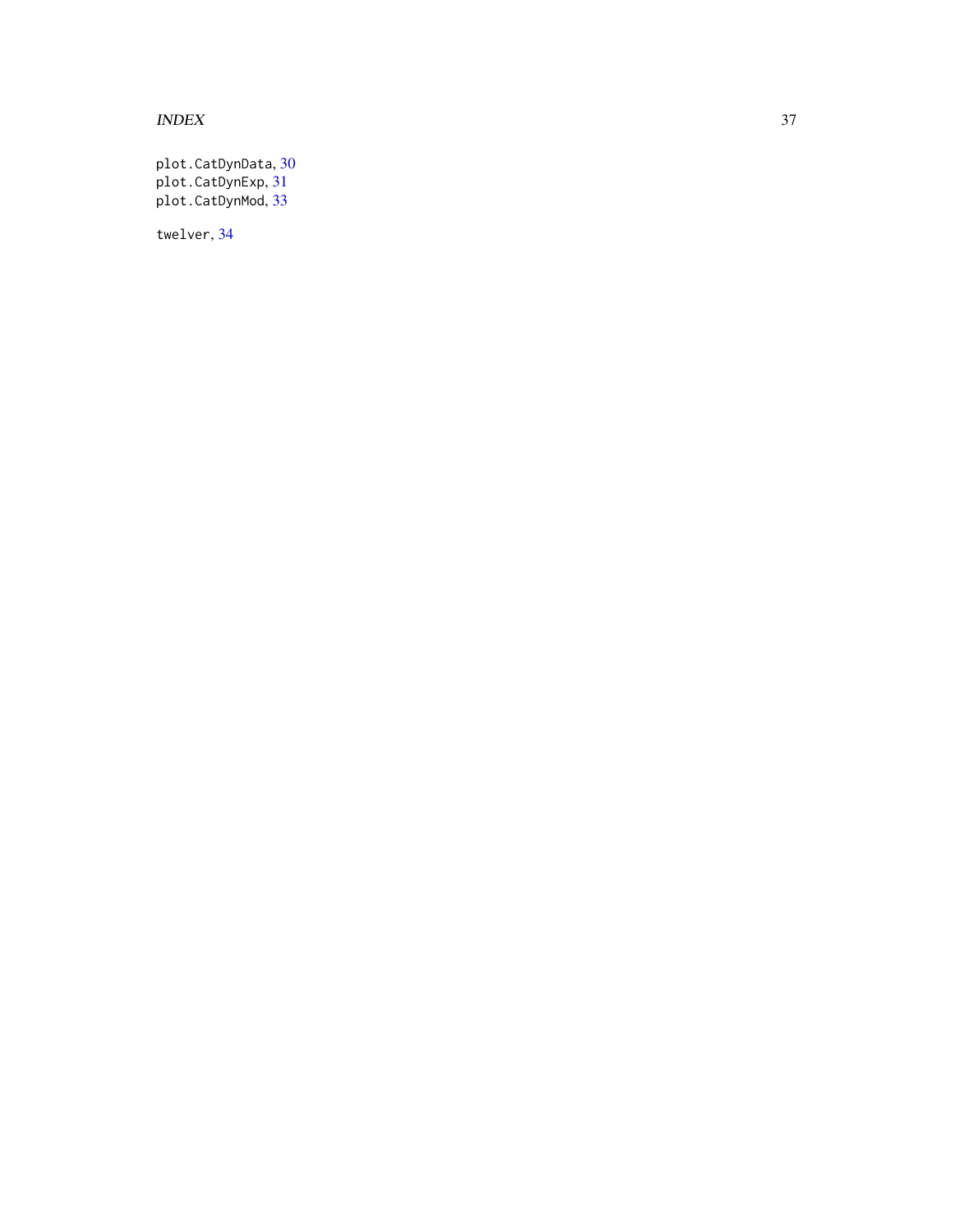plot.CatDynData, 30
plot.CatDynExp, 31
plot.CatDynMod, 33

twelver, 34